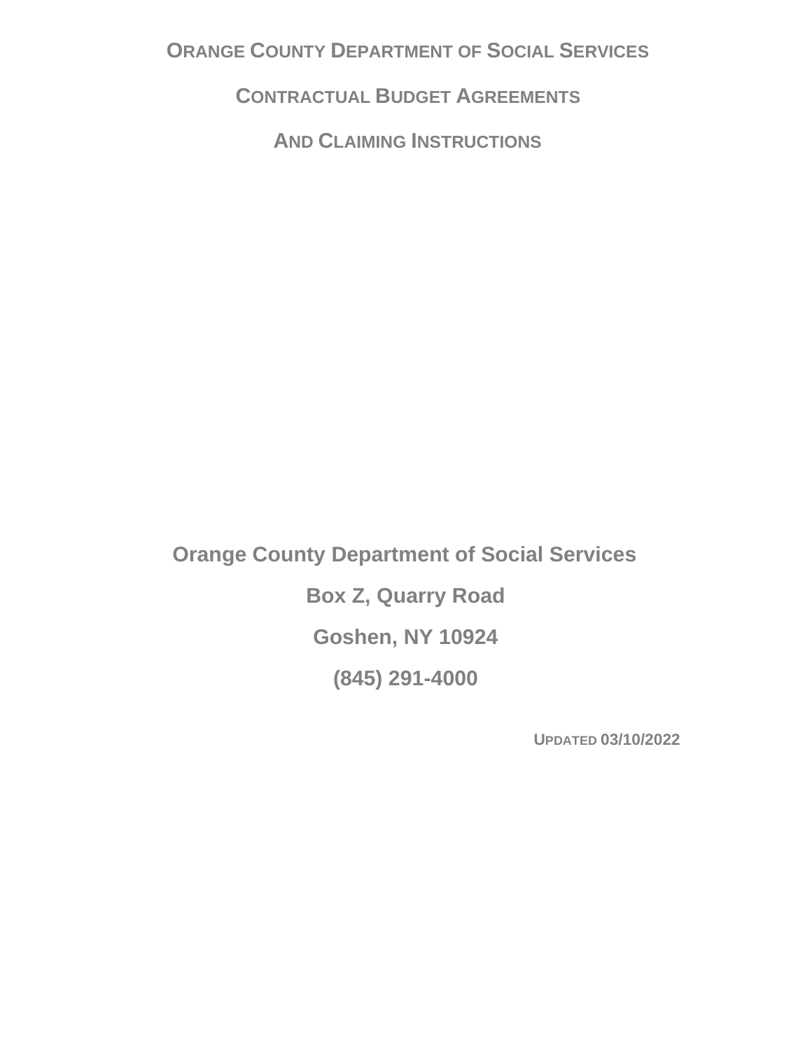# Orange County Department of Social Services

# Contractual Budget Agreements

# And Claiming Instructions

**Orange County Department of Social Services**

**Box Z, Quarry Road**

**Goshen, NY 10924**

**(845) 291-4000**

**Updated 03/10/2022**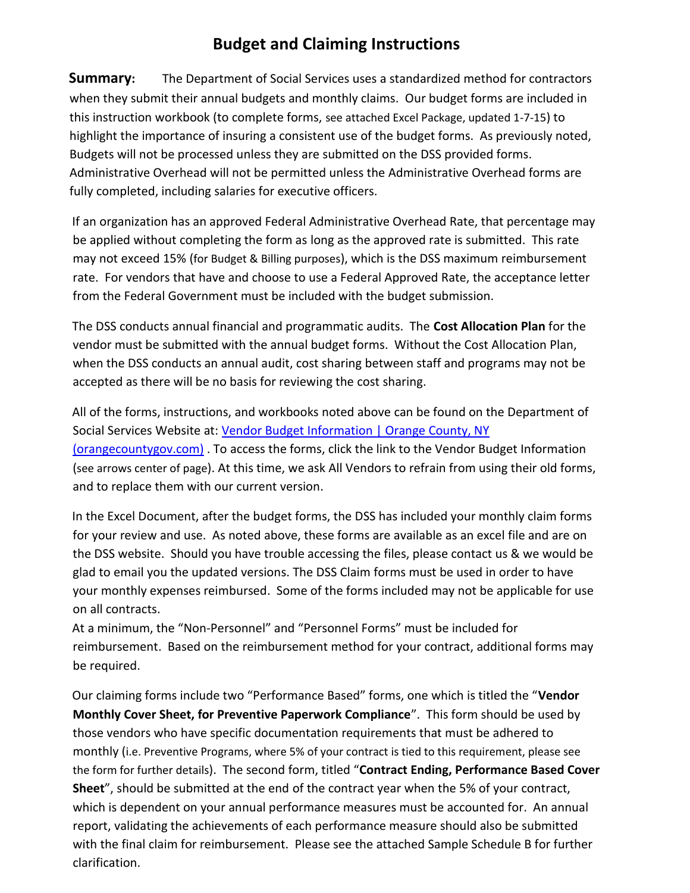# Budget and Claiming Instructions

**Summary:** The Department of Social Services uses a standardized method for contractors when they submit their annual budgets and monthly claims. Our budget forms are included in this instruction workbook (to complete forms, see attached Excel Package, updated 1-7-15) to highlight the importance of insuring a consistent use of the budget forms. As previously noted, Budgets will not be processed unless they are submitted on the DSS provided forms. Administrative Overhead will not be permitted unless the Administrative Overhead forms are fully completed, including salaries for executive officers.

If an organization has an approved Federal Administrative Overhead Rate, that percentage may be applied without completing the form as long as the approved rate is submitted. This rate may not exceed 15% (for Budget & Billing purposes), which is the DSS maximum reimbursement rate. For vendors that have and choose to use a Federal Approved Rate, the acceptance letter from the Federal Government must be included with the budget submission.

The DSS conducts annual financial and programmatic audits. The **Cost Allocation Plan** for the vendor must be submitted with the annual budget forms. Without the Cost Allocation Plan, when the DSS conducts an annual audit, cost sharing between staff and programs may not be accepted as there will be no basis for reviewing the cost sharing.

All of the forms, instructions, and workbooks noted above can be found on the Department of Social Services Website at: [Vendor Budget Information | Orange County, NY (orangecountygov.com)](orangecountygov.com) . To access the forms, click the link to the Vendor Budget Information (see arrows center of page). At this time, we ask All Vendors to refrain from using their old forms, and to replace them with our current version.

In the Excel Document, after the budget forms, the DSS has included your monthly claim forms for your review and use. As noted above, these forms are available as an excel file and are on the DSS website. Should you have trouble accessing the files, please contact us & we would be glad to email you the updated versions. The DSS Claim forms must be used in order to have your monthly expenses reimbursed. Some of the forms included may not be applicable for use on all contracts.
At a minimum, the "Non-Personnel" and "Personnel Forms" must be included for reimbursement. Based on the reimbursement method for your contract, additional forms may be required.

Our claiming forms include two "Performance Based" forms, one which is titled the "**Vendor Monthly Cover Sheet, for Preventive Paperwork Compliance**". This form should be used by those vendors who have specific documentation requirements that must be adhered to monthly (i.e. Preventive Programs, where 5% of your contract is tied to this requirement, please see the form for further details). The second form, titled "**Contract Ending, Performance Based Cover Sheet**", should be submitted at the end of the contract year when the 5% of your contract, which is dependent on your annual performance measures must be accounted for. An annual report, validating the achievements of each performance measure should also be submitted with the final claim for reimbursement. Please see the attached Sample Schedule B for further clarification.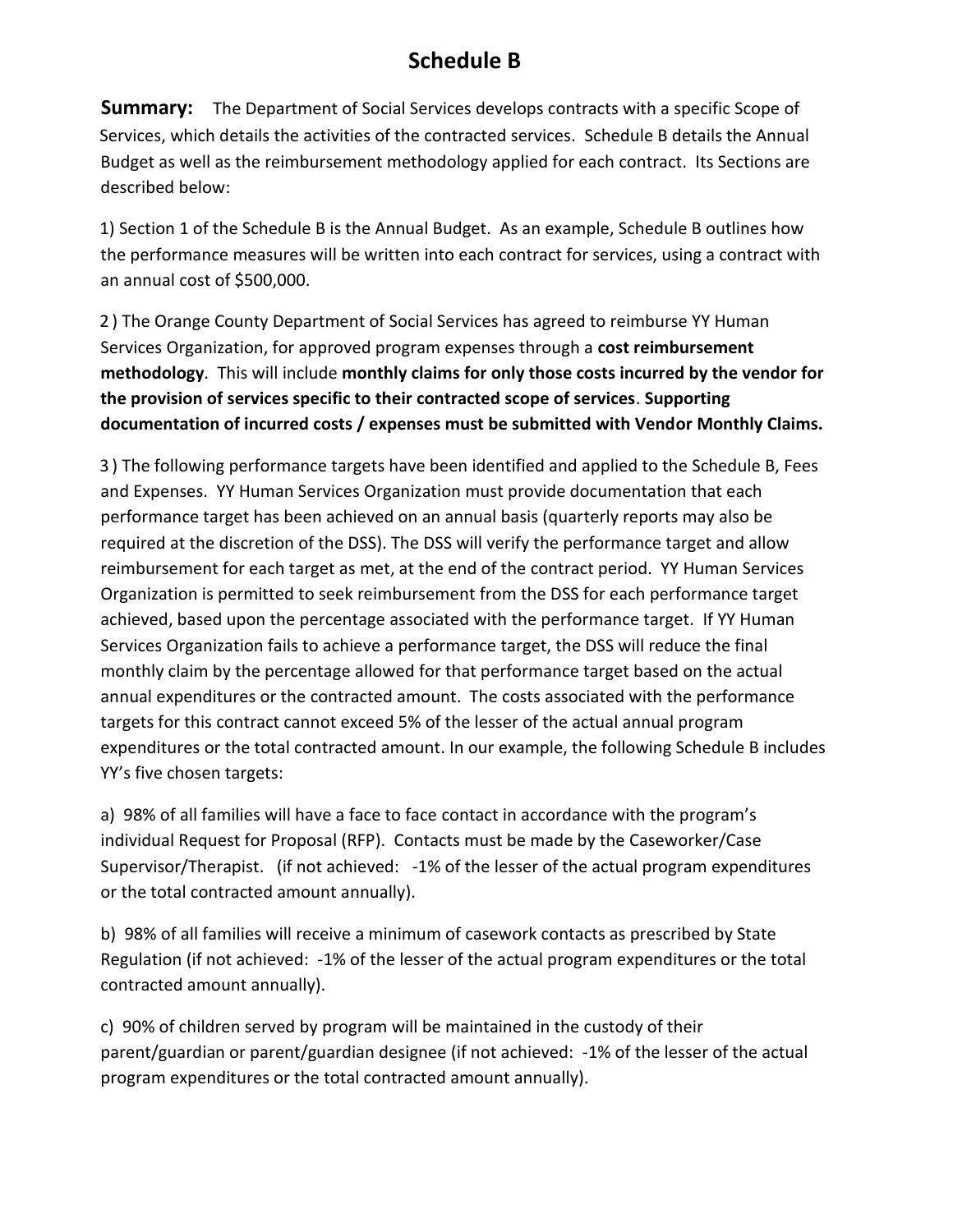# Schedule B

**Summary:** The Department of Social Services develops contracts with a specific Scope of Services, which details the activities of the contracted services. Schedule B details the Annual Budget as well as the reimbursement methodology applied for each contract. Its Sections are described below:

1) Section 1 of the Schedule B is the Annual Budget. As an example, Schedule B outlines how the performance measures will be written into each contract for services, using a contract with an annual cost of $500,000.

2 ) The Orange County Department of Social Services has agreed to reimburse YY Human Services Organization, for approved program expenses through a **cost reimbursement methodology**. This will include **monthly claims for only those costs incurred by the vendor for the provision of services specific to their contracted scope of services**. **Supporting documentation of incurred costs / expenses must be submitted with Vendor Monthly Claims.**

3 ) The following performance targets have been identified and applied to the Schedule B, Fees and Expenses. YY Human Services Organization must provide documentation that each performance target has been achieved on an annual basis (quarterly reports may also be required at the discretion of the DSS). The DSS will verify the performance target and allow reimbursement for each target as met, at the end of the contract period. YY Human Services Organization is permitted to seek reimbursement from the DSS for each performance target achieved, based upon the percentage associated with the performance target. If YY Human Services Organization fails to achieve a performance target, the DSS will reduce the final monthly claim by the percentage allowed for that performance target based on the actual annual expenditures or the contracted amount. The costs associated with the performance targets for this contract cannot exceed 5% of the lesser of the actual annual program expenditures or the total contracted amount. In our example, the following Schedule B includes YY's five chosen targets:

a) 98% of all families will have a face to face contact in accordance with the program's individual Request for Proposal (RFP). Contacts must be made by the Caseworker/Case Supervisor/Therapist. (if not achieved: -1% of the lesser of the actual program expenditures or the total contracted amount annually).

b) 98% of all families will receive a minimum of casework contacts as prescribed by State Regulation (if not achieved: -1% of the lesser of the actual program expenditures or the total contracted amount annually).

c) 90% of children served by program will be maintained in the custody of their parent/guardian or parent/guardian designee (if not achieved: -1% of the lesser of the actual program expenditures or the total contracted amount annually).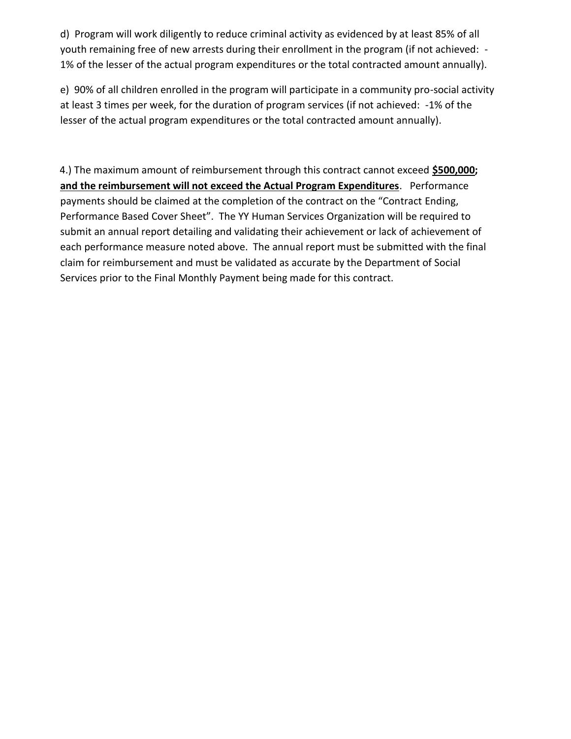d) Program will work diligently to reduce criminal activity as evidenced by at least 85% of all youth remaining free of new arrests during their enrollment in the program (if not achieved: -1% of the lesser of the actual program expenditures or the total contracted amount annually).

e) 90% of all children enrolled in the program will participate in a community pro-social activity at least 3 times per week, for the duration of program services (if not achieved: -1% of the lesser of the actual program expenditures or the total contracted amount annually).

4.) The maximum amount of reimbursement through this contract cannot exceed **$500,000; and the reimbursement will not exceed the Actual Program Expenditures**. Performance payments should be claimed at the completion of the contract on the "Contract Ending, Performance Based Cover Sheet". The YY Human Services Organization will be required to submit an annual report detailing and validating their achievement or lack of achievement of each performance measure noted above. The annual report must be submitted with the final claim for reimbursement and must be validated as accurate by the Department of Social Services prior to the Final Monthly Payment being made for this contract.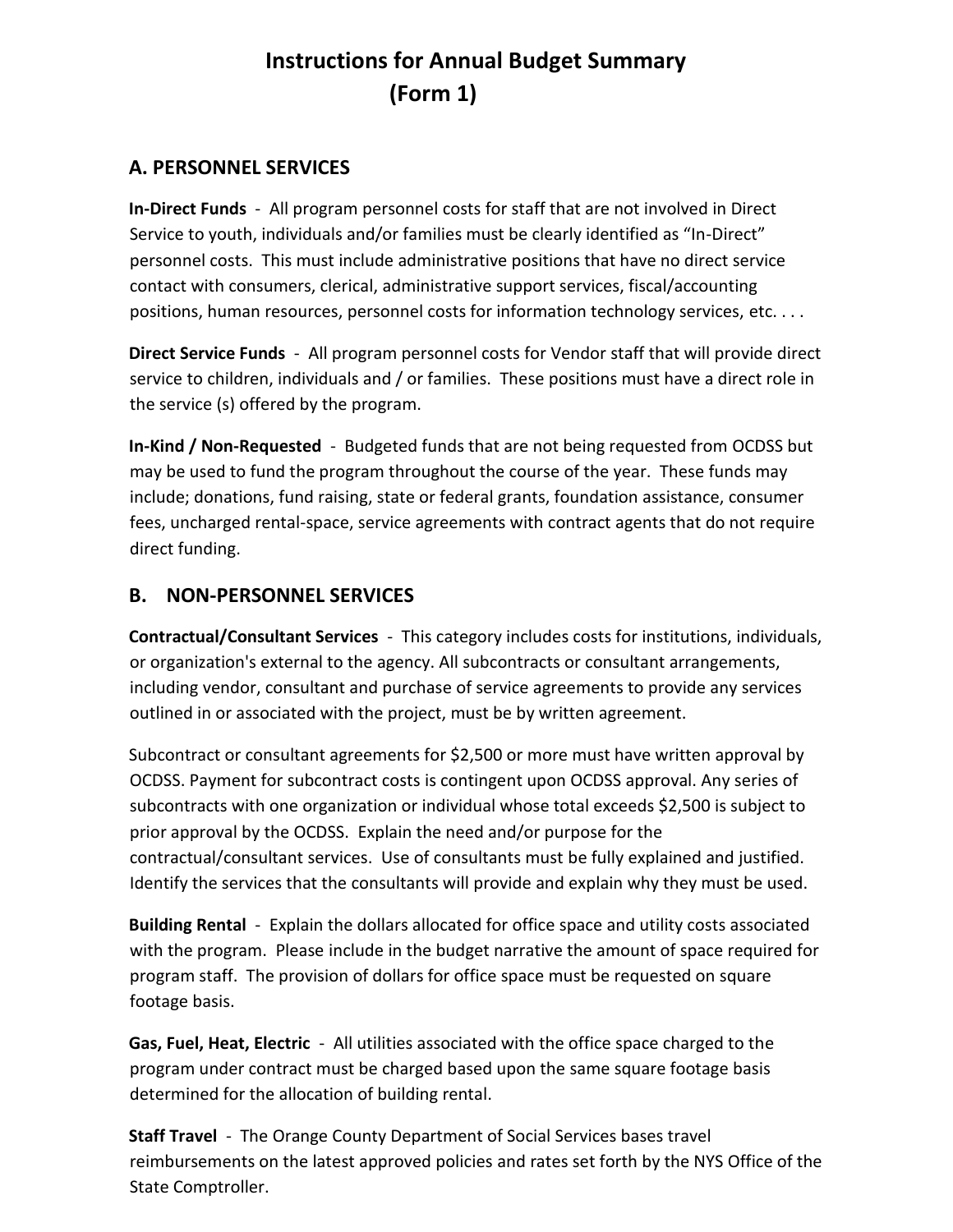# Instructions for Annual Budget Summary (Form 1)

## A. PERSONNEL SERVICES

**In-Direct Funds** - All program personnel costs for staff that are not involved in Direct Service to youth, individuals and/or families must be clearly identified as "In-Direct" personnel costs. This must include administrative positions that have no direct service contact with consumers, clerical, administrative support services, fiscal/accounting positions, human resources, personnel costs for information technology services, etc. . . .

**Direct Service Funds** - All program personnel costs for Vendor staff that will provide direct service to children, individuals and / or families. These positions must have a direct role in the service (s) offered by the program.

**In-Kind / Non-Requested** - Budgeted funds that are not being requested from OCDSS but may be used to fund the program throughout the course of the year. These funds may include; donations, fund raising, state or federal grants, foundation assistance, consumer fees, uncharged rental-space, service agreements with contract agents that do not require direct funding.

## B. NON-PERSONNEL SERVICES

**Contractual/Consultant Services** - This category includes costs for institutions, individuals, or organization's external to the agency. All subcontracts or consultant arrangements, including vendor, consultant and purchase of service agreements to provide any services outlined in or associated with the project, must be by written agreement.

Subcontract or consultant agreements for $2,500 or more must have written approval by OCDSS. Payment for subcontract costs is contingent upon OCDSS approval. Any series of subcontracts with one organization or individual whose total exceeds $2,500 is subject to prior approval by the OCDSS. Explain the need and/or purpose for the contractual/consultant services. Use of consultants must be fully explained and justified. Identify the services that the consultants will provide and explain why they must be used.

**Building Rental** - Explain the dollars allocated for office space and utility costs associated with the program. Please include in the budget narrative the amount of space required for program staff. The provision of dollars for office space must be requested on square footage basis.

**Gas, Fuel, Heat, Electric** - All utilities associated with the office space charged to the program under contract must be charged based upon the same square footage basis determined for the allocation of building rental.

**Staff Travel** - The Orange County Department of Social Services bases travel reimbursements on the latest approved policies and rates set forth by the NYS Office of the State Comptroller.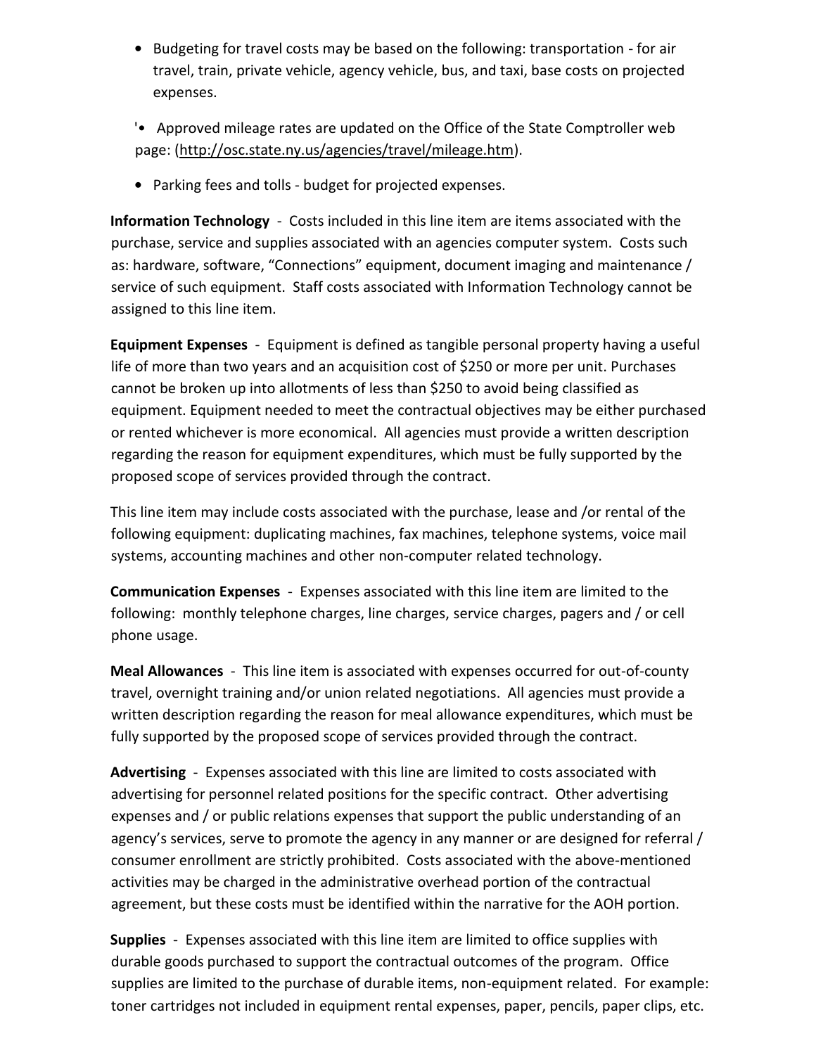- Budgeting for travel costs may be based on the following: transportation - for air travel, train, private vehicle, agency vehicle, bus, and taxi, base costs on projected expenses.

'• Approved mileage rates are updated on the Office of the State Comptroller web page: (http://osc.state.ny.us/agencies/travel/mileage.htm).

- Parking fees and tolls - budget for projected expenses.

**Information Technology** - Costs included in this line item are items associated with the purchase, service and supplies associated with an agencies computer system. Costs such as: hardware, software, "Connections" equipment, document imaging and maintenance / service of such equipment. Staff costs associated with Information Technology cannot be assigned to this line item.

**Equipment Expenses** - Equipment is defined as tangible personal property having a useful life of more than two years and an acquisition cost of $250 or more per unit. Purchases cannot be broken up into allotments of less than $250 to avoid being classified as equipment. Equipment needed to meet the contractual objectives may be either purchased or rented whichever is more economical. All agencies must provide a written description regarding the reason for equipment expenditures, which must be fully supported by the proposed scope of services provided through the contract.

This line item may include costs associated with the purchase, lease and /or rental of the following equipment: duplicating machines, fax machines, telephone systems, voice mail systems, accounting machines and other non-computer related technology.

**Communication Expenses** - Expenses associated with this line item are limited to the following: monthly telephone charges, line charges, service charges, pagers and / or cell phone usage.

**Meal Allowances** - This line item is associated with expenses occurred for out-of-county travel, overnight training and/or union related negotiations. All agencies must provide a written description regarding the reason for meal allowance expenditures, which must be fully supported by the proposed scope of services provided through the contract.

**Advertising** - Expenses associated with this line are limited to costs associated with advertising for personnel related positions for the specific contract. Other advertising expenses and / or public relations expenses that support the public understanding of an agency's services, serve to promote the agency in any manner or are designed for referral / consumer enrollment are strictly prohibited. Costs associated with the above-mentioned activities may be charged in the administrative overhead portion of the contractual agreement, but these costs must be identified within the narrative for the AOH portion.

**Supplies** - Expenses associated with this line item are limited to office supplies with durable goods purchased to support the contractual outcomes of the program. Office supplies are limited to the purchase of durable items, non-equipment related. For example: toner cartridges not included in equipment rental expenses, paper, pencils, paper clips, etc.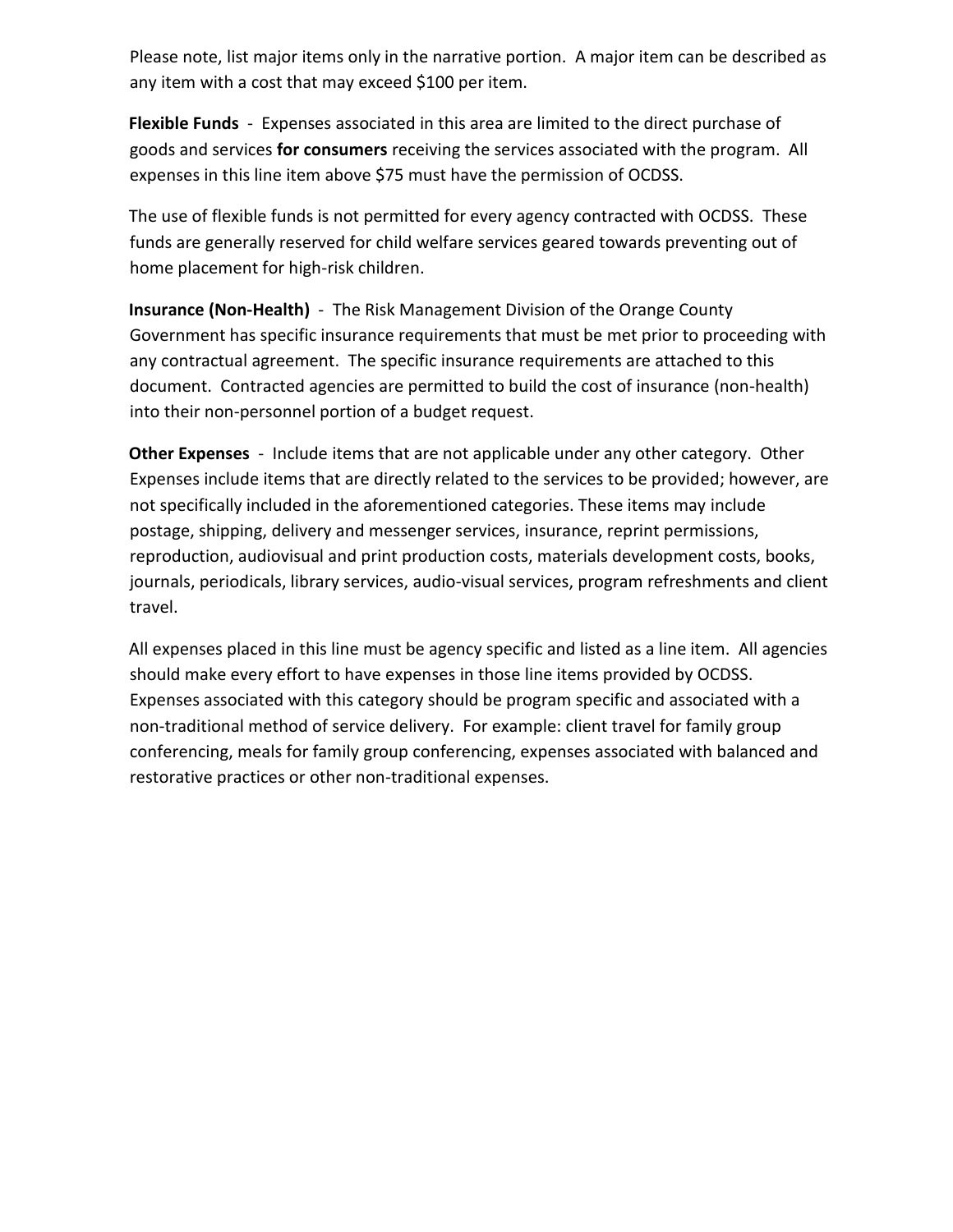Please note, list major items only in the narrative portion. A major item can be described as any item with a cost that may exceed $100 per item.

**Flexible Funds** - Expenses associated in this area are limited to the direct purchase of goods and services **for consumers** receiving the services associated with the program. All expenses in this line item above $75 must have the permission of OCDSS.

The use of flexible funds is not permitted for every agency contracted with OCDSS. These funds are generally reserved for child welfare services geared towards preventing out of home placement for high-risk children.

**Insurance (Non-Health)** - The Risk Management Division of the Orange County Government has specific insurance requirements that must be met prior to proceeding with any contractual agreement. The specific insurance requirements are attached to this document. Contracted agencies are permitted to build the cost of insurance (non-health) into their non-personnel portion of a budget request.

**Other Expenses** - Include items that are not applicable under any other category. Other Expenses include items that are directly related to the services to be provided; however, are not specifically included in the aforementioned categories. These items may include postage, shipping, delivery and messenger services, insurance, reprint permissions, reproduction, audiovisual and print production costs, materials development costs, books, journals, periodicals, library services, audio-visual services, program refreshments and client travel.

All expenses placed in this line must be agency specific and listed as a line item. All agencies should make every effort to have expenses in those line items provided by OCDSS. Expenses associated with this category should be program specific and associated with a non-traditional method of service delivery. For example: client travel for family group conferencing, meals for family group conferencing, expenses associated with balanced and restorative practices or other non-traditional expenses.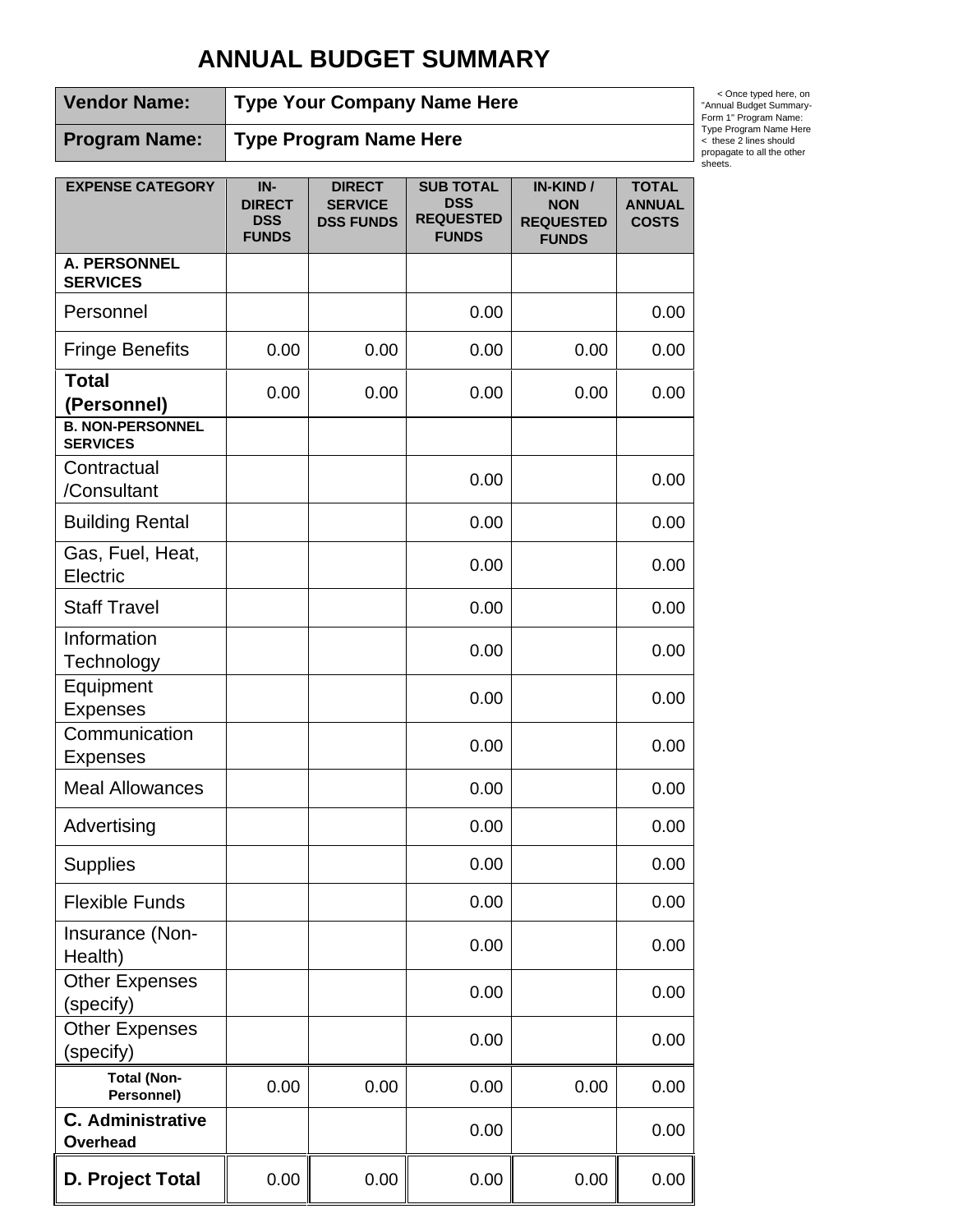# ANNUAL BUDGET SUMMARY

| | |
|---|---|
| **Vendor Name:** | **Type Your Company Name Here** |
| **Program Name:** | **Type Program Name Here** |

< Once typed here, on "Annual Budget Summary-Form 1" Program Name: Type Program Name Here < these 2 lines should propagate to all the other sheets.

| EXPENSE CATEGORY | IN-DIRECT DSS FUNDS | DIRECT SERVICE DSS FUNDS | SUB TOTAL DSS REQUESTED FUNDS | IN-KIND / NON REQUESTED FUNDS | TOTAL ANNUAL COSTS |
|---|---|---|---|---|---|
| **A. PERSONNEL SERVICES** | | | | | |
| Personnel | | | 0.00 | | 0.00 |
| Fringe Benefits | 0.00 | 0.00 | 0.00 | 0.00 | 0.00 |
| **Total (Personnel)** | 0.00 | 0.00 | 0.00 | 0.00 | 0.00 |
| **B. NON-PERSONNEL SERVICES** | | | | | |
| Contractual /Consultant | | | 0.00 | | 0.00 |
| Building Rental | | | 0.00 | | 0.00 |
| Gas, Fuel, Heat, Electric | | | 0.00 | | 0.00 |
| Staff Travel | | | 0.00 | | 0.00 |
| Information Technology | | | 0.00 | | 0.00 |
| Equipment Expenses | | | 0.00 | | 0.00 |
| Communication Expenses | | | 0.00 | | 0.00 |
| Meal Allowances | | | 0.00 | | 0.00 |
| Advertising | | | 0.00 | | 0.00 |
| Supplies | | | 0.00 | | 0.00 |
| Flexible Funds | | | 0.00 | | 0.00 |
| Insurance (Non-Health) | | | 0.00 | | 0.00 |
| Other Expenses (specify) | | | 0.00 | | 0.00 |
| Other Expenses (specify) | | | 0.00 | | 0.00 |
| **Total (Non-Personnel)** | 0.00 | 0.00 | 0.00 | 0.00 | 0.00 |
| **C. Administrative Overhead** | | | 0.00 | | 0.00 |
| **D. Project Total** | 0.00 | 0.00 | 0.00 | 0.00 | 0.00 |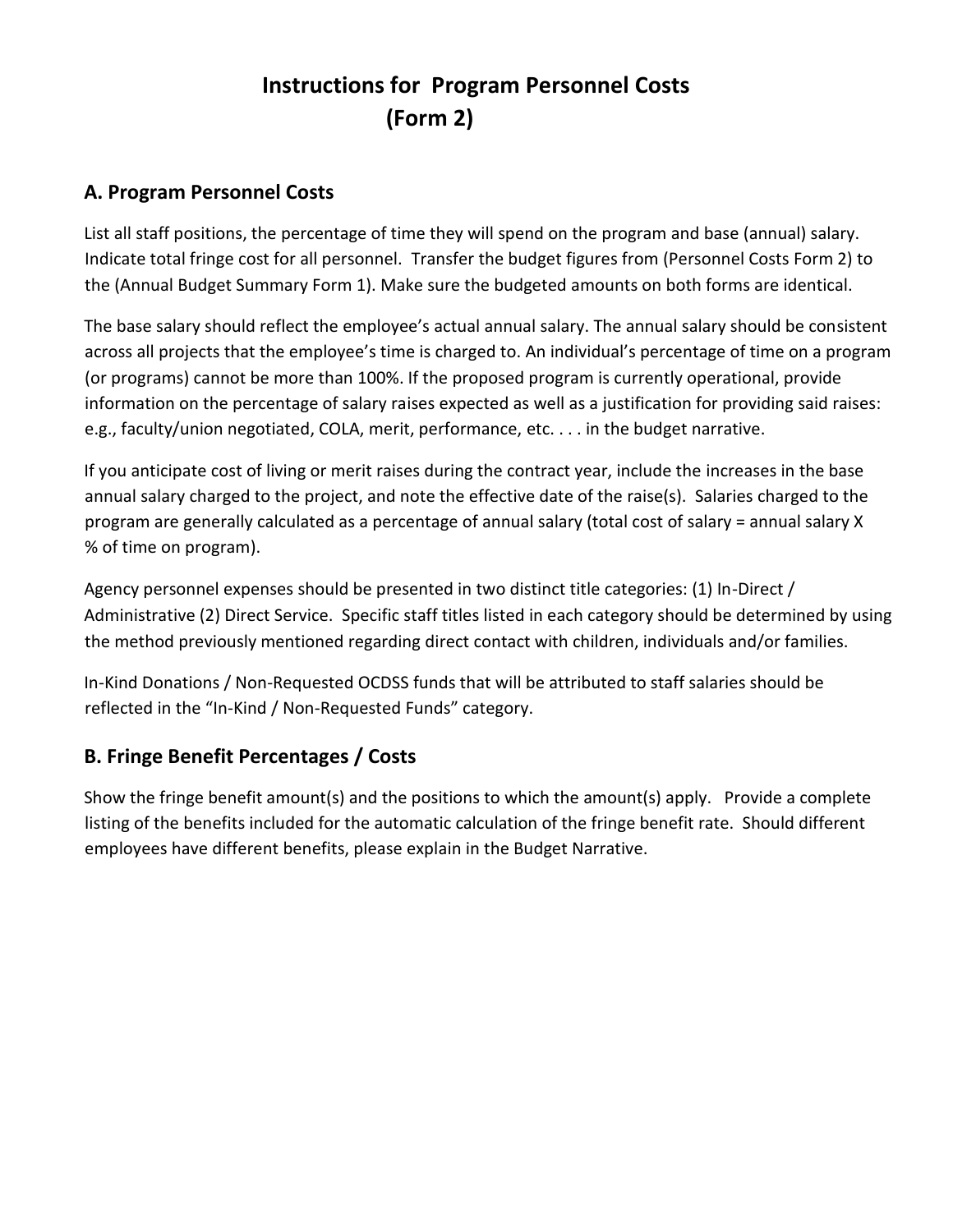# Instructions for Program Personnel Costs (Form 2)

## A. Program Personnel Costs

List all staff positions, the percentage of time they will spend on the program and base (annual) salary. Indicate total fringe cost for all personnel. Transfer the budget figures from (Personnel Costs Form 2) to the (Annual Budget Summary Form 1). Make sure the budgeted amounts on both forms are identical.

The base salary should reflect the employee's actual annual salary. The annual salary should be consistent across all projects that the employee's time is charged to. An individual's percentage of time on a program (or programs) cannot be more than 100%. If the proposed program is currently operational, provide information on the percentage of salary raises expected as well as a justification for providing said raises: e.g., faculty/union negotiated, COLA, merit, performance, etc. . . . in the budget narrative.

If you anticipate cost of living or merit raises during the contract year, include the increases in the base annual salary charged to the project, and note the effective date of the raise(s). Salaries charged to the program are generally calculated as a percentage of annual salary (total cost of salary = annual salary X % of time on program).

Agency personnel expenses should be presented in two distinct title categories: (1) In-Direct / Administrative (2) Direct Service. Specific staff titles listed in each category should be determined by using the method previously mentioned regarding direct contact with children, individuals and/or families.

In-Kind Donations / Non-Requested OCDSS funds that will be attributed to staff salaries should be reflected in the "In-Kind / Non-Requested Funds" category.

## B. Fringe Benefit Percentages / Costs

Show the fringe benefit amount(s) and the positions to which the amount(s) apply. Provide a complete listing of the benefits included for the automatic calculation of the fringe benefit rate. Should different employees have different benefits, please explain in the Budget Narrative.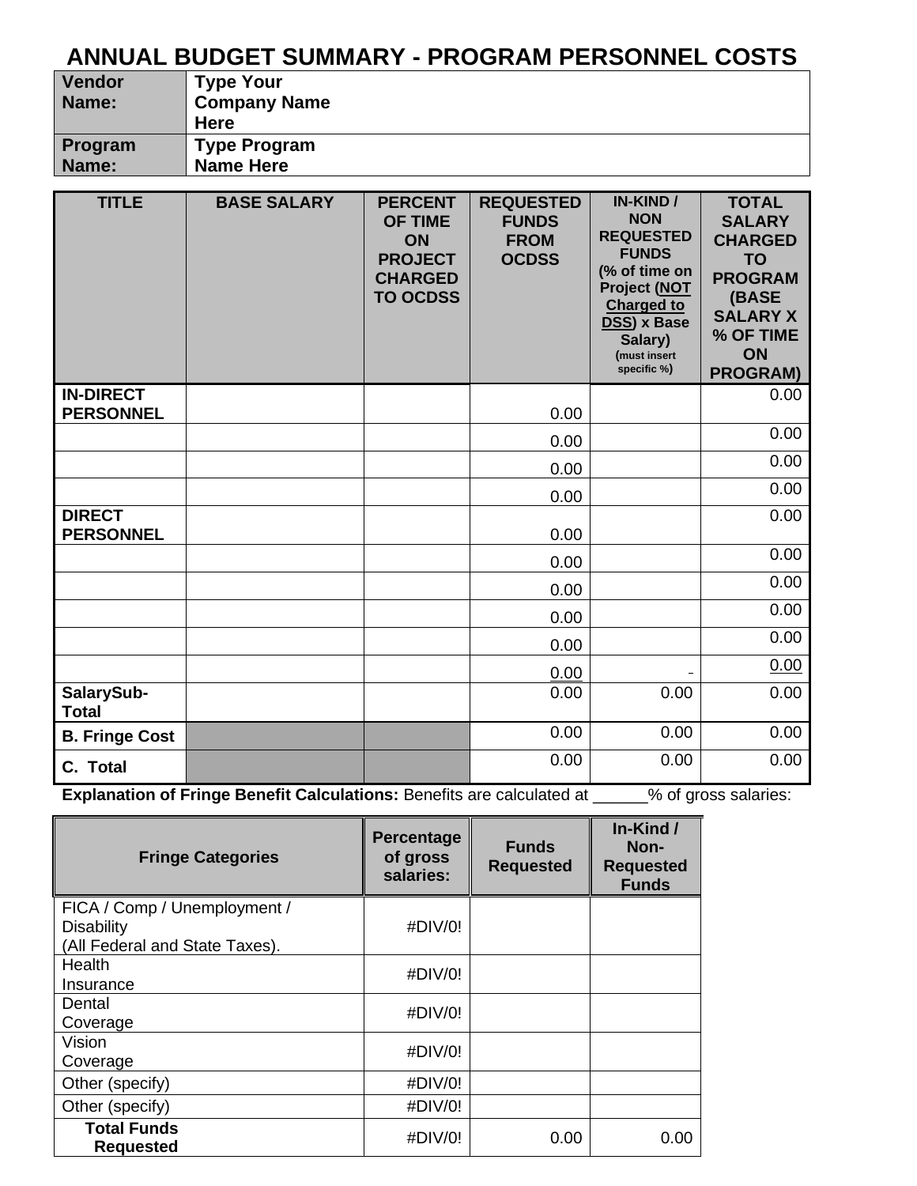# ANNUAL BUDGET SUMMARY - PROGRAM PERSONNEL COSTS

| | |
|---|---|
| **Vendor Name:** | **Type Your Company Name Here** |
| **Program Name:** | **Type Program Name Here** |

| TITLE | BASE SALARY | PERCENT OF TIME ON PROJECT CHARGED TO OCDSS | REQUESTED FUNDS FROM OCDSS | IN-KIND / NON REQUESTED FUNDS (% of time on Project (NOT Charged to DSS) x Base Salary) (must insert specific %) | TOTAL SALARY CHARGED TO PROGRAM (BASE SALARY X % OF TIME ON PROGRAM) |
|---|---|---|---|---|---|
| **IN-DIRECT PERSONNEL** | | | 0.00 | | 0.00 |
| | | | 0.00 | | 0.00 |
| | | | 0.00 | | 0.00 |
| | | | 0.00 | | 0.00 |
| **DIRECT PERSONNEL** | | | 0.00 | | 0.00 |
| | | | 0.00 | | 0.00 |
| | | | 0.00 | | 0.00 |
| | | | 0.00 | | 0.00 |
| | | | 0.00 | | 0.00 |
| | | | 0.00 | - | 0.00 |
| **SalarySub-Total** | | | 0.00 | 0.00 | 0.00 |
| **B. Fringe Cost** | | | 0.00 | 0.00 | 0.00 |
| **C. Total** | | | 0.00 | 0.00 | 0.00 |

**Explanation of Fringe Benefit Calculations:** Benefits are calculated at ______% of gross salaries:

| Fringe Categories | Percentage of gross salaries: | Funds Requested | In-Kind / Non-Requested Funds |
|---|---|---|---|
| FICA / Comp / Unemployment / Disability (All Federal and State Taxes). | #DIV/0! | | |
| Health Insurance | #DIV/0! | | |
| Dental Coverage | #DIV/0! | | |
| Vision Coverage | #DIV/0! | | |
| Other (specify) | #DIV/0! | | |
| Other (specify) | #DIV/0! | | |
| **Total Funds Requested** | #DIV/0! | 0.00 | 0.00 |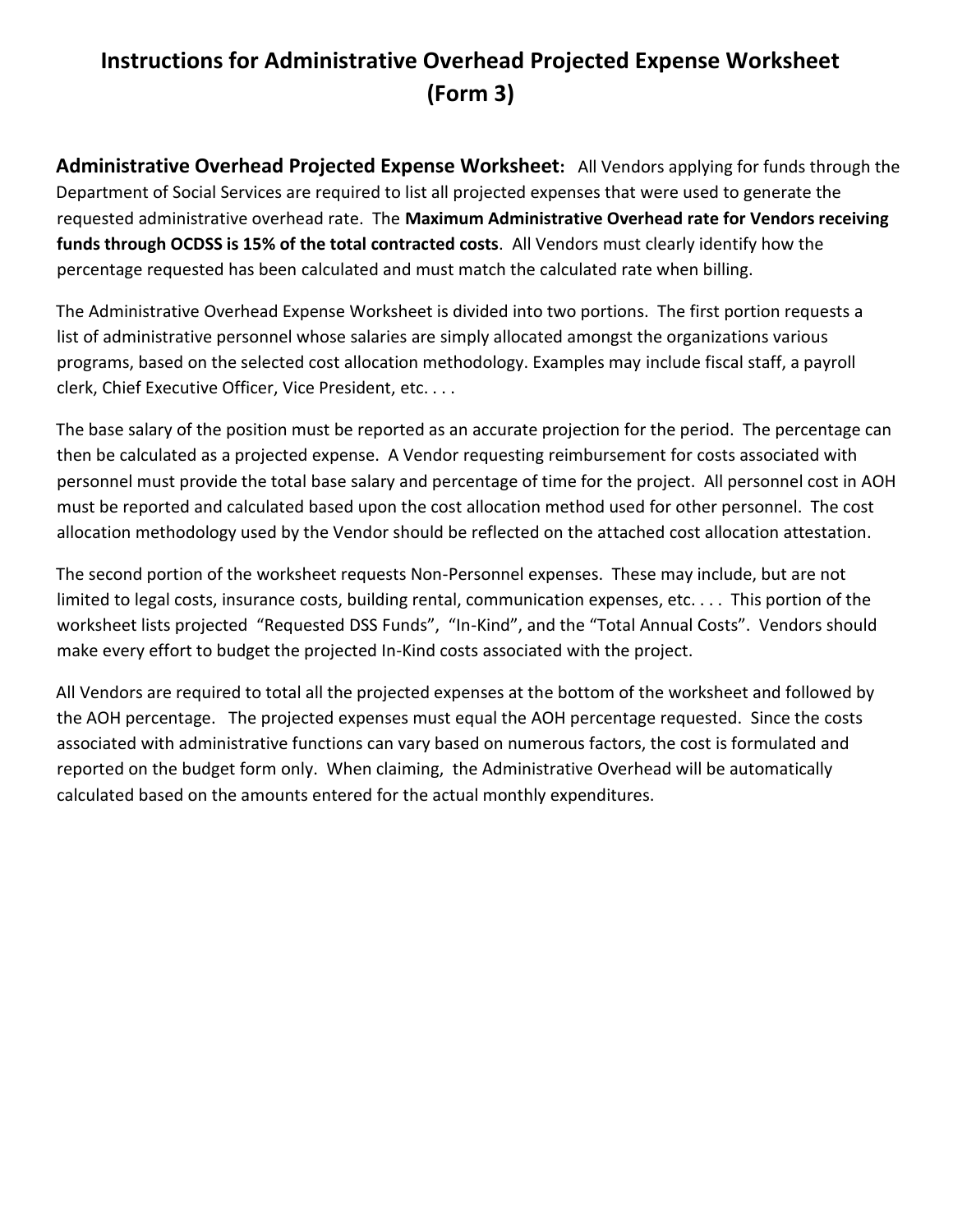# Instructions for Administrative Overhead Projected Expense Worksheet (Form 3)

**Administrative Overhead Projected Expense Worksheet:** All Vendors applying for funds through the Department of Social Services are required to list all projected expenses that were used to generate the requested administrative overhead rate. The **Maximum Administrative Overhead rate for Vendors receiving funds through OCDSS is 15% of the total contracted costs**. All Vendors must clearly identify how the percentage requested has been calculated and must match the calculated rate when billing.

The Administrative Overhead Expense Worksheet is divided into two portions. The first portion requests a list of administrative personnel whose salaries are simply allocated amongst the organizations various programs, based on the selected cost allocation methodology. Examples may include fiscal staff, a payroll clerk, Chief Executive Officer, Vice President, etc. . . .

The base salary of the position must be reported as an accurate projection for the period. The percentage can then be calculated as a projected expense. A Vendor requesting reimbursement for costs associated with personnel must provide the total base salary and percentage of time for the project. All personnel cost in AOH must be reported and calculated based upon the cost allocation method used for other personnel. The cost allocation methodology used by the Vendor should be reflected on the attached cost allocation attestation.

The second portion of the worksheet requests Non-Personnel expenses. These may include, but are not limited to legal costs, insurance costs, building rental, communication expenses, etc. . . . This portion of the worksheet lists projected "Requested DSS Funds", "In-Kind", and the "Total Annual Costs". Vendors should make every effort to budget the projected In-Kind costs associated with the project.

All Vendors are required to total all the projected expenses at the bottom of the worksheet and followed by the AOH percentage. The projected expenses must equal the AOH percentage requested. Since the costs associated with administrative functions can vary based on numerous factors, the cost is formulated and reported on the budget form only. When claiming, the Administrative Overhead will be automatically calculated based on the amounts entered for the actual monthly expenditures.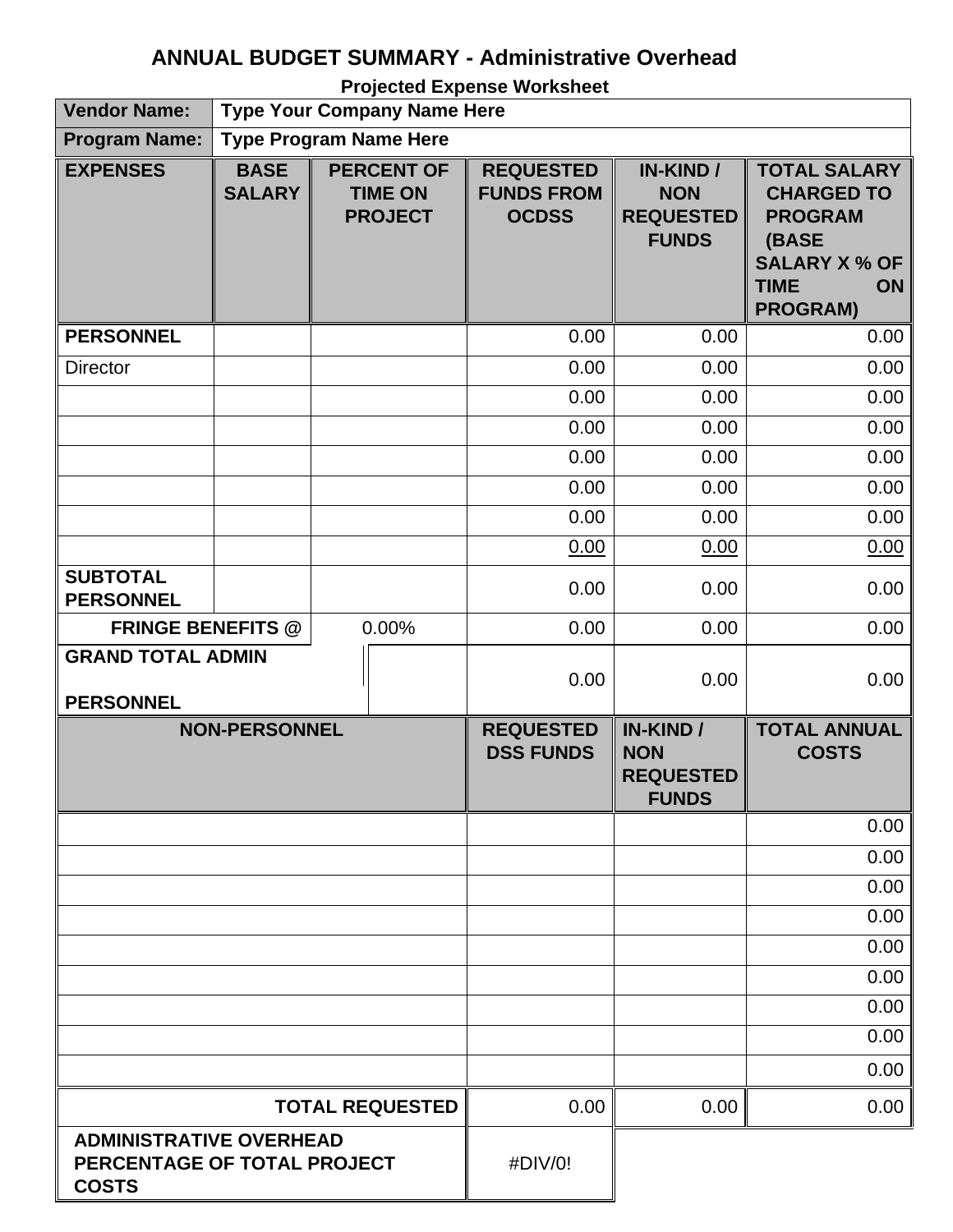# ANNUAL BUDGET SUMMARY - Administrative Overhead

**Projected Expense Worksheet**

| **Vendor Name:** | **Type Your Company Name Here** |
|---|---|
| **Program Name:** | **Type Program Name Here** |

| **EXPENSES** | **BASE SALARY** | **PERCENT OF TIME ON PROJECT** | **REQUESTED FUNDS FROM OCDSS** | **IN-KIND / NON REQUESTED FUNDS** | **TOTAL SALARY CHARGED TO PROGRAM (BASE SALARY X % OF TIME ON PROGRAM)** |
|---|---|---|---|---|---|
| **PERSONNEL** | | | 0.00 | 0.00 | 0.00 |
| Director | | | 0.00 | 0.00 | 0.00 |
| | | | 0.00 | 0.00 | 0.00 |
| | | | 0.00 | 0.00 | 0.00 |
| | | | 0.00 | 0.00 | 0.00 |
| | | | 0.00 | 0.00 | 0.00 |
| | | | 0.00 | 0.00 | 0.00 |
| | | | 0.00 | 0.00 | 0.00 |
| **SUBTOTAL PERSONNEL** | | | 0.00 | 0.00 | 0.00 |
| **FRINGE BENEFITS @** | | 0.00% | 0.00 | 0.00 | 0.00 |
| **GRAND TOTAL ADMIN PERSONNEL** | | | 0.00 | 0.00 | 0.00 |

| **NON-PERSONNEL** | **REQUESTED DSS FUNDS** | **IN-KIND / NON REQUESTED FUNDS** | **TOTAL ANNUAL COSTS** |
|---|---|---|---|
| | | | 0.00 |
| | | | 0.00 |
| | | | 0.00 |
| | | | 0.00 |
| | | | 0.00 |
| | | | 0.00 |
| | | | 0.00 |
| | | | 0.00 |
| | | | 0.00 |
| **TOTAL REQUESTED** | 0.00 | 0.00 | 0.00 |
| **ADMINISTRATIVE OVERHEAD PERCENTAGE OF TOTAL PROJECT COSTS** | #DIV/0! | | |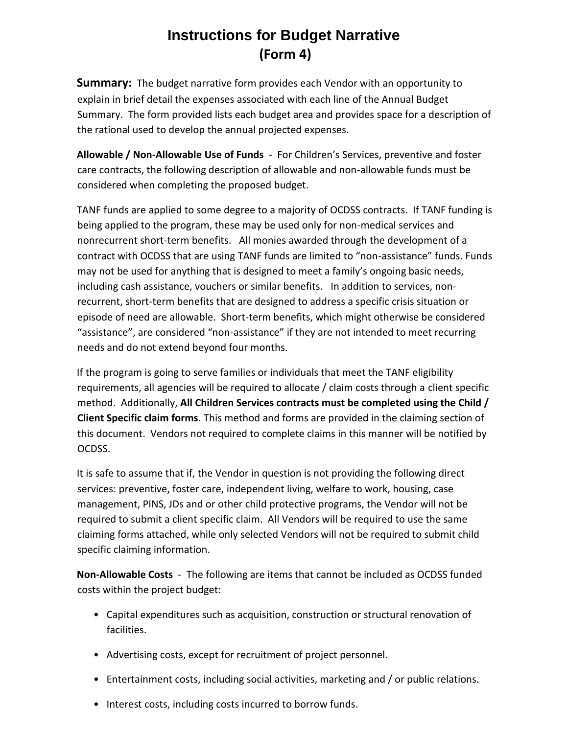# Instructions for Budget Narrative
## (Form 4)

**Summary:** The budget narrative form provides each Vendor with an opportunity to explain in brief detail the expenses associated with each line of the Annual Budget Summary. The form provided lists each budget area and provides space for a description of the rational used to develop the annual projected expenses.

**Allowable / Non-Allowable Use of Funds** - For Children's Services, preventive and foster care contracts, the following description of allowable and non-allowable funds must be considered when completing the proposed budget.

TANF funds are applied to some degree to a majority of OCDSS contracts. If TANF funding is being applied to the program, these may be used only for non-medical services and nonrecurrent short-term benefits. All monies awarded through the development of a contract with OCDSS that are using TANF funds are limited to "non-assistance" funds. Funds may not be used for anything that is designed to meet a family's ongoing basic needs, including cash assistance, vouchers or similar benefits. In addition to services, non-recurrent, short-term benefits that are designed to address a specific crisis situation or episode of need are allowable. Short-term benefits, which might otherwise be considered "assistance", are considered "non-assistance" if they are not intended to meet recurring needs and do not extend beyond four months.

If the program is going to serve families or individuals that meet the TANF eligibility requirements, all agencies will be required to allocate / claim costs through a client specific method. Additionally, **All Children Services contracts must be completed using the Child / Client Specific claim forms**. This method and forms are provided in the claiming section of this document. Vendors not required to complete claims in this manner will be notified by OCDSS.

It is safe to assume that if, the Vendor in question is not providing the following direct services: preventive, foster care, independent living, welfare to work, housing, case management, PINS, JDs and or other child protective programs, the Vendor will not be required to submit a client specific claim. All Vendors will be required to use the same claiming forms attached, while only selected Vendors will not be required to submit child specific claiming information.

**Non-Allowable Costs** - The following are items that cannot be included as OCDSS funded costs within the project budget:

- Capital expenditures such as acquisition, construction or structural renovation of facilities.
- Advertising costs, except for recruitment of project personnel.
- Entertainment costs, including social activities, marketing and / or public relations.
- Interest costs, including costs incurred to borrow funds.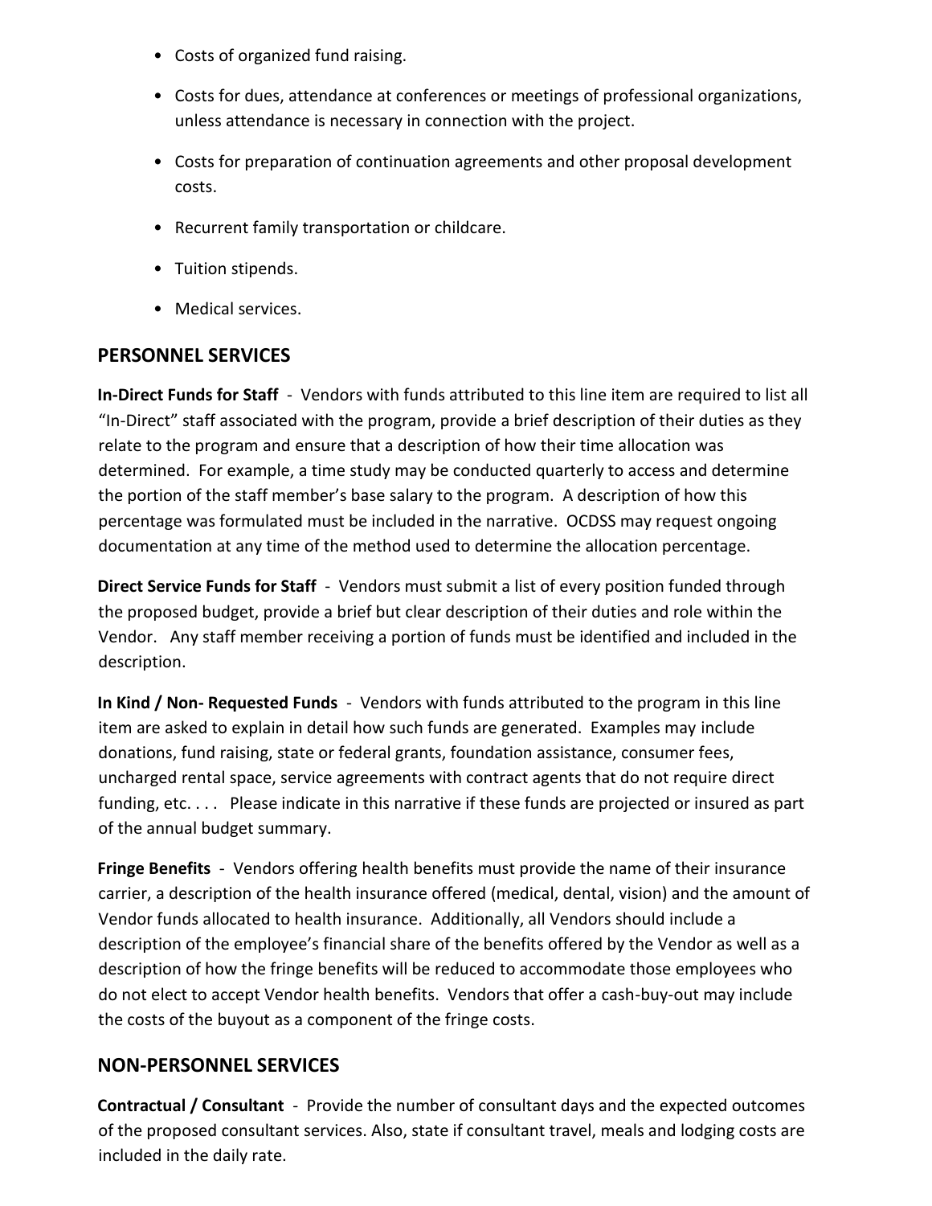- Costs of organized fund raising.
- Costs for dues, attendance at conferences or meetings of professional organizations, unless attendance is necessary in connection with the project.
- Costs for preparation of continuation agreements and other proposal development costs.
- Recurrent family transportation or childcare.
- Tuition stipends.
- Medical services.

## PERSONNEL SERVICES

**In-Direct Funds for Staff** - Vendors with funds attributed to this line item are required to list all "In-Direct" staff associated with the program, provide a brief description of their duties as they relate to the program and ensure that a description of how their time allocation was determined. For example, a time study may be conducted quarterly to access and determine the portion of the staff member's base salary to the program. A description of how this percentage was formulated must be included in the narrative. OCDSS may request ongoing documentation at any time of the method used to determine the allocation percentage.

**Direct Service Funds for Staff** - Vendors must submit a list of every position funded through the proposed budget, provide a brief but clear description of their duties and role within the Vendor. Any staff member receiving a portion of funds must be identified and included in the description.

**In Kind / Non- Requested Funds** - Vendors with funds attributed to the program in this line item are asked to explain in detail how such funds are generated. Examples may include donations, fund raising, state or federal grants, foundation assistance, consumer fees, uncharged rental space, service agreements with contract agents that do not require direct funding, etc. . . . Please indicate in this narrative if these funds are projected or insured as part of the annual budget summary.

**Fringe Benefits** - Vendors offering health benefits must provide the name of their insurance carrier, a description of the health insurance offered (medical, dental, vision) and the amount of Vendor funds allocated to health insurance. Additionally, all Vendors should include a description of the employee's financial share of the benefits offered by the Vendor as well as a description of how the fringe benefits will be reduced to accommodate those employees who do not elect to accept Vendor health benefits. Vendors that offer a cash-buy-out may include the costs of the buyout as a component of the fringe costs.

## NON-PERSONNEL SERVICES

**Contractual / Consultant** - Provide the number of consultant days and the expected outcomes of the proposed consultant services. Also, state if consultant travel, meals and lodging costs are included in the daily rate.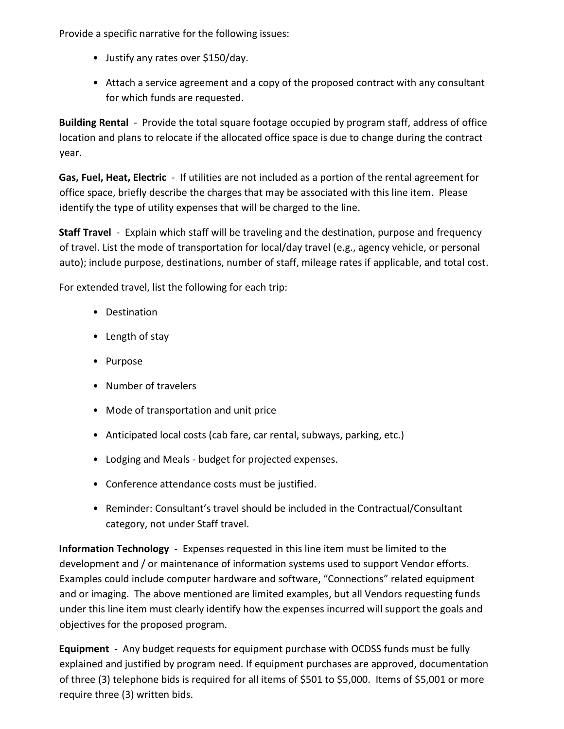Provide a specific narrative for the following issues:

- Justify any rates over $150/day.
- Attach a service agreement and a copy of the proposed contract with any consultant for which funds are requested.

**Building Rental** - Provide the total square footage occupied by program staff, address of office location and plans to relocate if the allocated office space is due to change during the contract year.

**Gas, Fuel, Heat, Electric** - If utilities are not included as a portion of the rental agreement for office space, briefly describe the charges that may be associated with this line item. Please identify the type of utility expenses that will be charged to the line.

**Staff Travel** - Explain which staff will be traveling and the destination, purpose and frequency of travel. List the mode of transportation for local/day travel (e.g., agency vehicle, or personal auto); include purpose, destinations, number of staff, mileage rates if applicable, and total cost.

For extended travel, list the following for each trip:

- Destination
- Length of stay
- Purpose
- Number of travelers
- Mode of transportation and unit price
- Anticipated local costs (cab fare, car rental, subways, parking, etc.)
- Lodging and Meals - budget for projected expenses.
- Conference attendance costs must be justified.
- Reminder: Consultant's travel should be included in the Contractual/Consultant category, not under Staff travel.

**Information Technology** - Expenses requested in this line item must be limited to the development and / or maintenance of information systems used to support Vendor efforts. Examples could include computer hardware and software, "Connections" related equipment and or imaging. The above mentioned are limited examples, but all Vendors requesting funds under this line item must clearly identify how the expenses incurred will support the goals and objectives for the proposed program.

**Equipment** - Any budget requests for equipment purchase with OCDSS funds must be fully explained and justified by program need. If equipment purchases are approved, documentation of three (3) telephone bids is required for all items of $501 to $5,000. Items of $5,001 or more require three (3) written bids.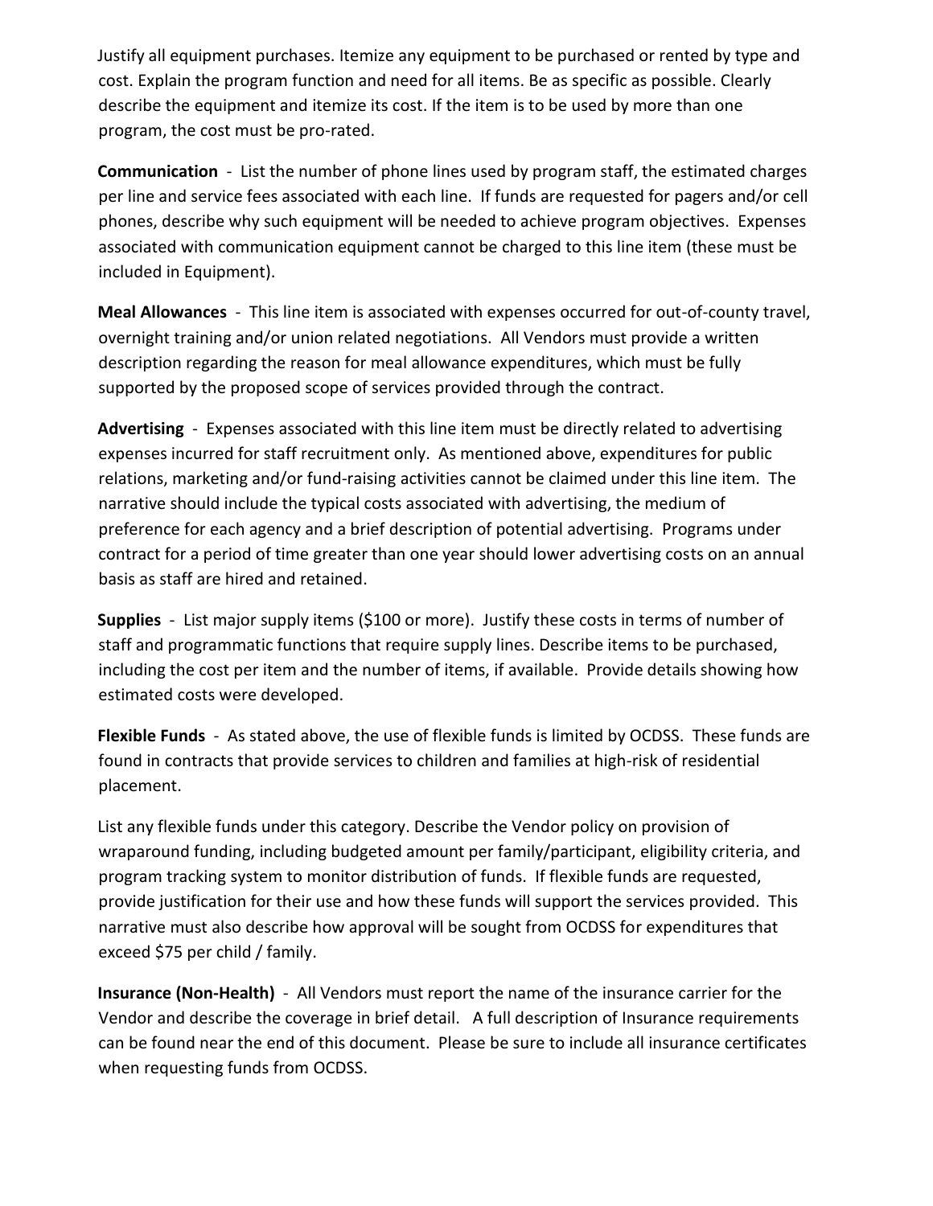Justify all equipment purchases. Itemize any equipment to be purchased or rented by type and cost. Explain the program function and need for all items. Be as specific as possible. Clearly describe the equipment and itemize its cost. If the item is to be used by more than one program, the cost must be pro-rated.

**Communication** - List the number of phone lines used by program staff, the estimated charges per line and service fees associated with each line. If funds are requested for pagers and/or cell phones, describe why such equipment will be needed to achieve program objectives. Expenses associated with communication equipment cannot be charged to this line item (these must be included in Equipment).

**Meal Allowances** - This line item is associated with expenses occurred for out-of-county travel, overnight training and/or union related negotiations. All Vendors must provide a written description regarding the reason for meal allowance expenditures, which must be fully supported by the proposed scope of services provided through the contract.

**Advertising** - Expenses associated with this line item must be directly related to advertising expenses incurred for staff recruitment only. As mentioned above, expenditures for public relations, marketing and/or fund-raising activities cannot be claimed under this line item. The narrative should include the typical costs associated with advertising, the medium of preference for each agency and a brief description of potential advertising. Programs under contract for a period of time greater than one year should lower advertising costs on an annual basis as staff are hired and retained.

**Supplies** - List major supply items ($100 or more). Justify these costs in terms of number of staff and programmatic functions that require supply lines. Describe items to be purchased, including the cost per item and the number of items, if available. Provide details showing how estimated costs were developed.

**Flexible Funds** - As stated above, the use of flexible funds is limited by OCDSS. These funds are found in contracts that provide services to children and families at high-risk of residential placement.

List any flexible funds under this category. Describe the Vendor policy on provision of wraparound funding, including budgeted amount per family/participant, eligibility criteria, and program tracking system to monitor distribution of funds. If flexible funds are requested, provide justification for their use and how these funds will support the services provided. This narrative must also describe how approval will be sought from OCDSS for expenditures that exceed $75 per child / family.

**Insurance (Non-Health)** - All Vendors must report the name of the insurance carrier for the Vendor and describe the coverage in brief detail. A full description of Insurance requirements can be found near the end of this document. Please be sure to include all insurance certificates when requesting funds from OCDSS.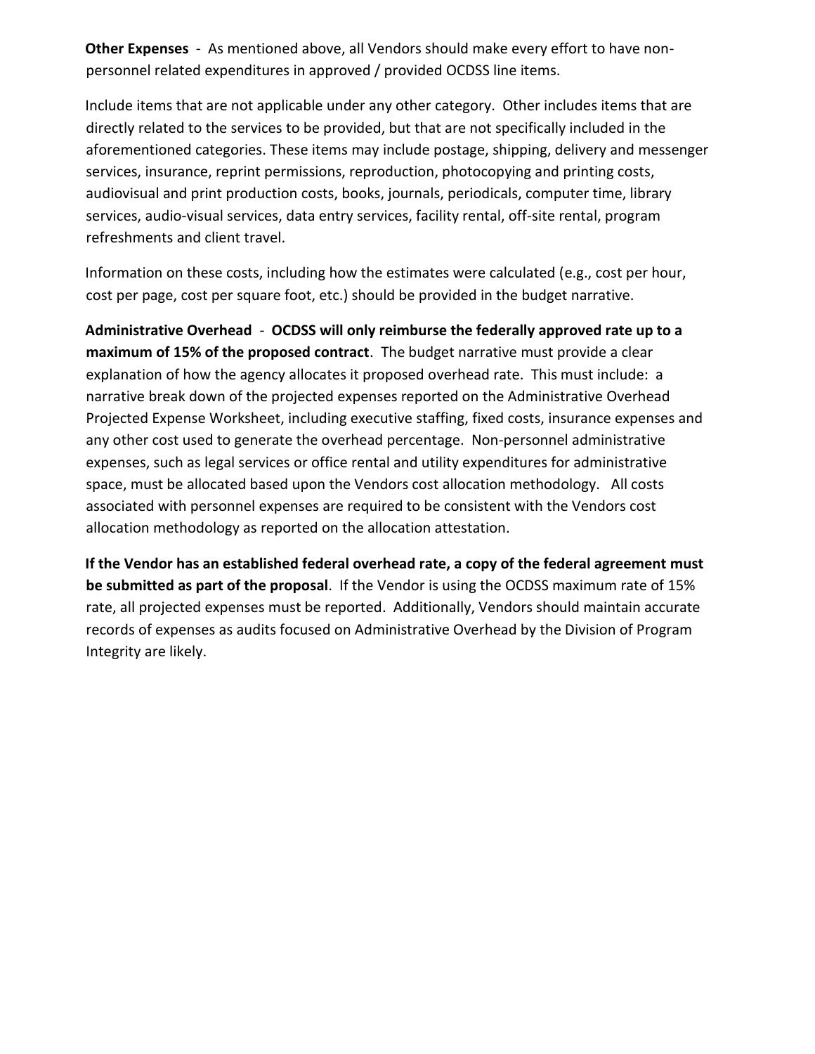**Other Expenses** - As mentioned above, all Vendors should make every effort to have non-personnel related expenditures in approved / provided OCDSS line items.

Include items that are not applicable under any other category. Other includes items that are directly related to the services to be provided, but that are not specifically included in the aforementioned categories. These items may include postage, shipping, delivery and messenger services, insurance, reprint permissions, reproduction, photocopying and printing costs, audiovisual and print production costs, books, journals, periodicals, computer time, library services, audio-visual services, data entry services, facility rental, off-site rental, program refreshments and client travel.

Information on these costs, including how the estimates were calculated (e.g., cost per hour, cost per page, cost per square foot, etc.) should be provided in the budget narrative.

**Administrative Overhead** - **OCDSS will only reimburse the federally approved rate up to a maximum of 15% of the proposed contract**. The budget narrative must provide a clear explanation of how the agency allocates it proposed overhead rate. This must include: a narrative break down of the projected expenses reported on the Administrative Overhead Projected Expense Worksheet, including executive staffing, fixed costs, insurance expenses and any other cost used to generate the overhead percentage. Non-personnel administrative expenses, such as legal services or office rental and utility expenditures for administrative space, must be allocated based upon the Vendors cost allocation methodology. All costs associated with personnel expenses are required to be consistent with the Vendors cost allocation methodology as reported on the allocation attestation.

**If the Vendor has an established federal overhead rate, a copy of the federal agreement must be submitted as part of the proposal**. If the Vendor is using the OCDSS maximum rate of 15% rate, all projected expenses must be reported. Additionally, Vendors should maintain accurate records of expenses as audits focused on Administrative Overhead by the Division of Program Integrity are likely.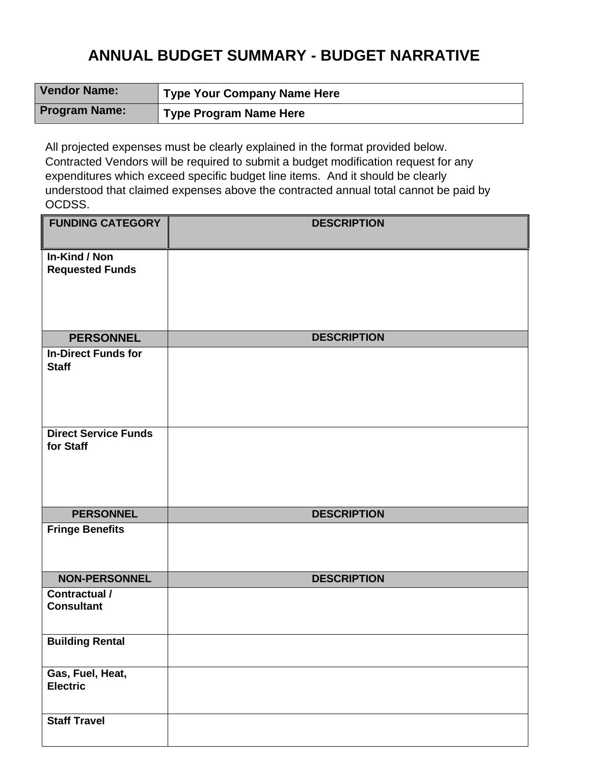# ANNUAL BUDGET SUMMARY - BUDGET NARRATIVE

| | |
|---|---|
| **Vendor Name:** | **Type Your Company Name Here** |
| **Program Name:** | **Type Program Name Here** |

All projected expenses must be clearly explained in the format provided below. Contracted Vendors will be required to submit a budget modification request for any expenditures which exceed specific budget line items. And it should be clearly understood that claimed expenses above the contracted annual total cannot be paid by OCDSS.

| FUNDING CATEGORY | DESCRIPTION |
|---|---|
| **In-Kind / Non Requested Funds** | |
| **PERSONNEL** | **DESCRIPTION** |
| **In-Direct Funds for Staff** | |
| **Direct Service Funds for Staff** | |
| **PERSONNEL** | **DESCRIPTION** |
| **Fringe Benefits** | |
| **NON-PERSONNEL** | **DESCRIPTION** |
| **Contractual / Consultant** | |
| **Building Rental** | |
| **Gas, Fuel, Heat, Electric** | |
| **Staff Travel** | |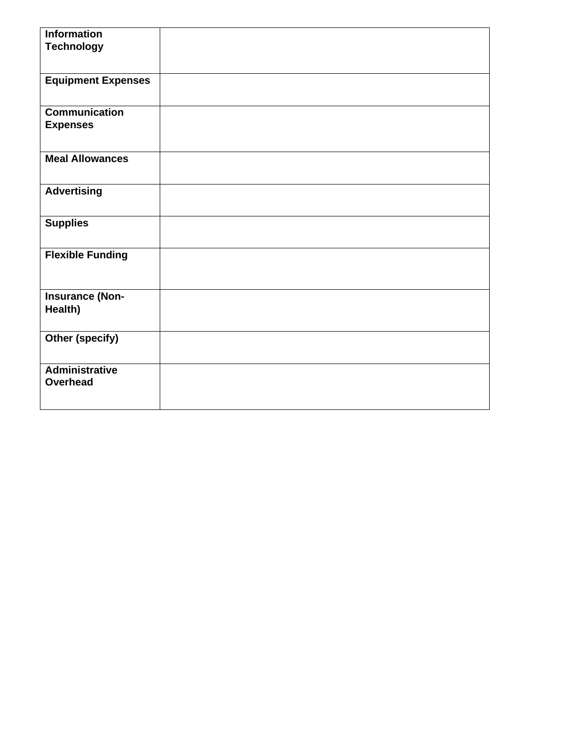| | |
|---|---|
| **Information Technology** | |
| **Equipment Expenses** | |
| **Communication Expenses** | |
| **Meal Allowances** | |
| **Advertising** | |
| **Supplies** | |
| **Flexible Funding** | |
| **Insurance (Non-Health)** | |
| **Other (specify)** | |
| **Administrative Overhead** | |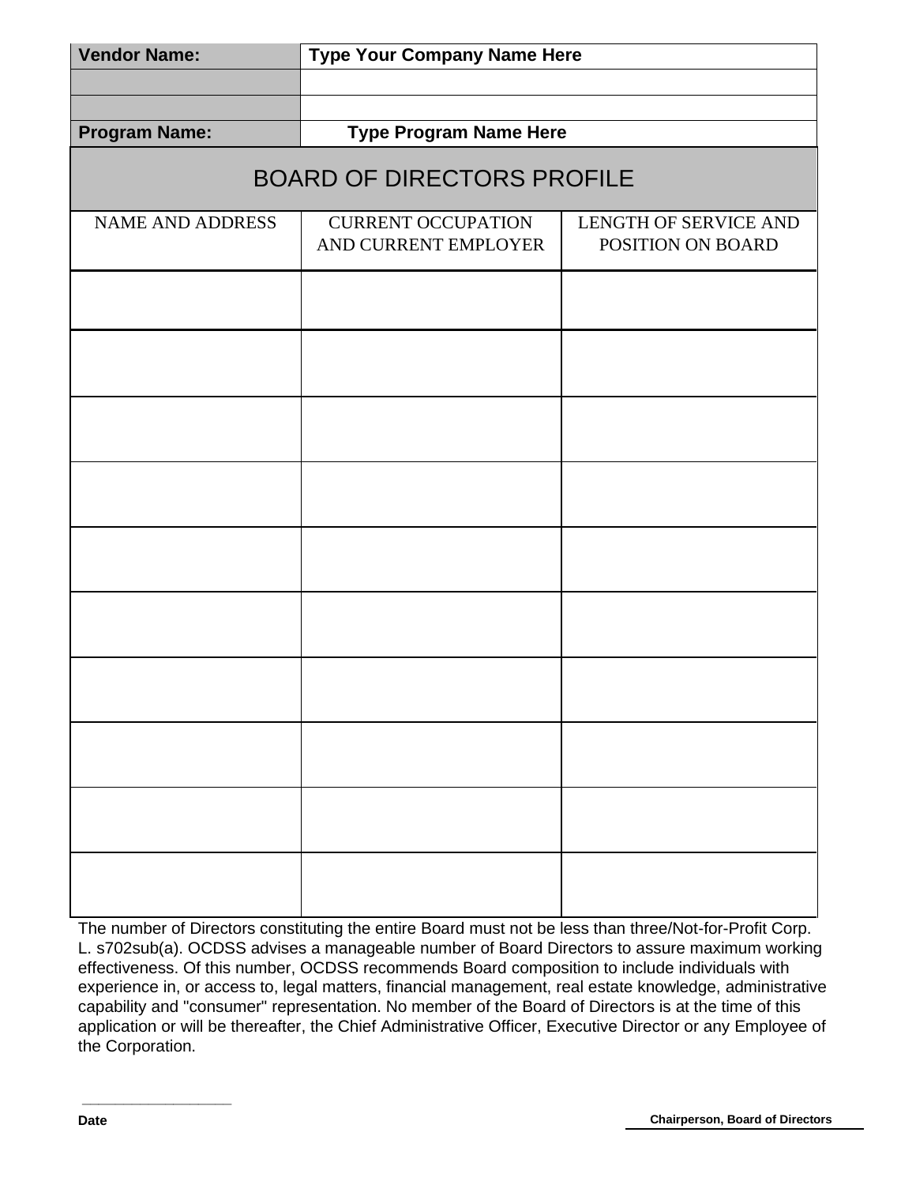| Vendor Name: | Type Your Company Name Here |
|---|---|
| | |
| | |
| **Program Name:** | **Type Program Name Here** |

## BOARD OF DIRECTORS PROFILE

| NAME AND ADDRESS | CURRENT OCCUPATION AND CURRENT EMPLOYER | LENGTH OF SERVICE AND POSITION ON BOARD |
|---|---|---|
| | | |
| | | |
| | | |
| | | |
| | | |
| | | |
| | | |
| | | |
| | | |
| | | |

The number of Directors constituting the entire Board must not be less than three/Not-for-Profit Corp. L. s702sub(a). OCDSS advises a manageable number of Board Directors to assure maximum working effectiveness. Of this number, OCDSS recommends Board composition to include individuals with experience in, or access to, legal matters, financial management, real estate knowledge, administrative capability and "consumer" representation. No member of the Board of Directors is at the time of this application or will be thereafter, the Chief Administrative Officer, Executive Director or any Employee of the Corporation.

____________________
**Date**

____________________
**Chairperson, Board of Directors**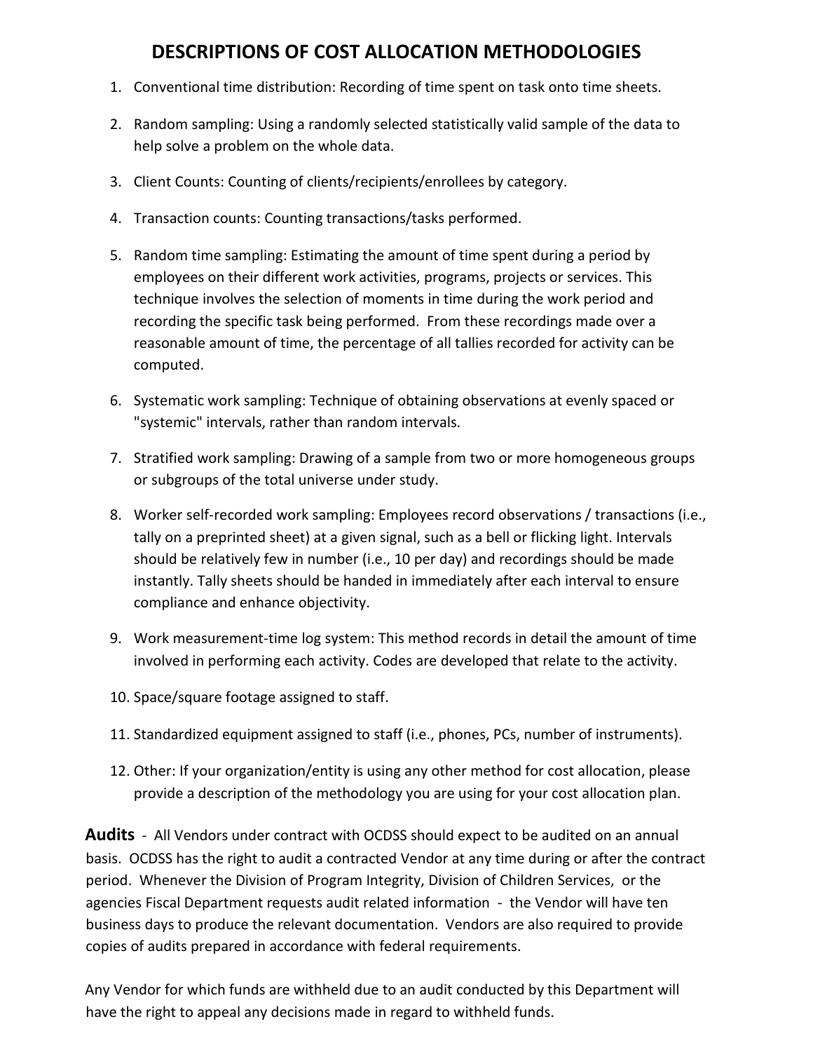# DESCRIPTIONS OF COST ALLOCATION METHODOLOGIES

1. Conventional time distribution: Recording of time spent on task onto time sheets.
2. Random sampling: Using a randomly selected statistically valid sample of the data to help solve a problem on the whole data.
3. Client Counts: Counting of clients/recipients/enrollees by category.
4. Transaction counts: Counting transactions/tasks performed.
5. Random time sampling: Estimating the amount of time spent during a period by employees on their different work activities, programs, projects or services. This technique involves the selection of moments in time during the work period and recording the specific task being performed. From these recordings made over a reasonable amount of time, the percentage of all tallies recorded for activity can be computed.
6. Systematic work sampling: Technique of obtaining observations at evenly spaced or "systemic" intervals, rather than random intervals.
7. Stratified work sampling: Drawing of a sample from two or more homogeneous groups or subgroups of the total universe under study.
8. Worker self-recorded work sampling: Employees record observations / transactions (i.e., tally on a preprinted sheet) at a given signal, such as a bell or flicking light. Intervals should be relatively few in number (i.e., 10 per day) and recordings should be made instantly. Tally sheets should be handed in immediately after each interval to ensure compliance and enhance objectivity.
9. Work measurement-time log system: This method records in detail the amount of time involved in performing each activity. Codes are developed that relate to the activity.
10. Space/square footage assigned to staff.
11. Standardized equipment assigned to staff (i.e., phones, PCs, number of instruments).
12. Other: If your organization/entity is using any other method for cost allocation, please provide a description of the methodology you are using for your cost allocation plan.

**Audits** - All Vendors under contract with OCDSS should expect to be audited on an annual basis. OCDSS has the right to audit a contracted Vendor at any time during or after the contract period. Whenever the Division of Program Integrity, Division of Children Services, or the agencies Fiscal Department requests audit related information - the Vendor will have ten business days to produce the relevant documentation. Vendors are also required to provide copies of audits prepared in accordance with federal requirements.

Any Vendor for which funds are withheld due to an audit conducted by this Department will have the right to appeal any decisions made in regard to withheld funds.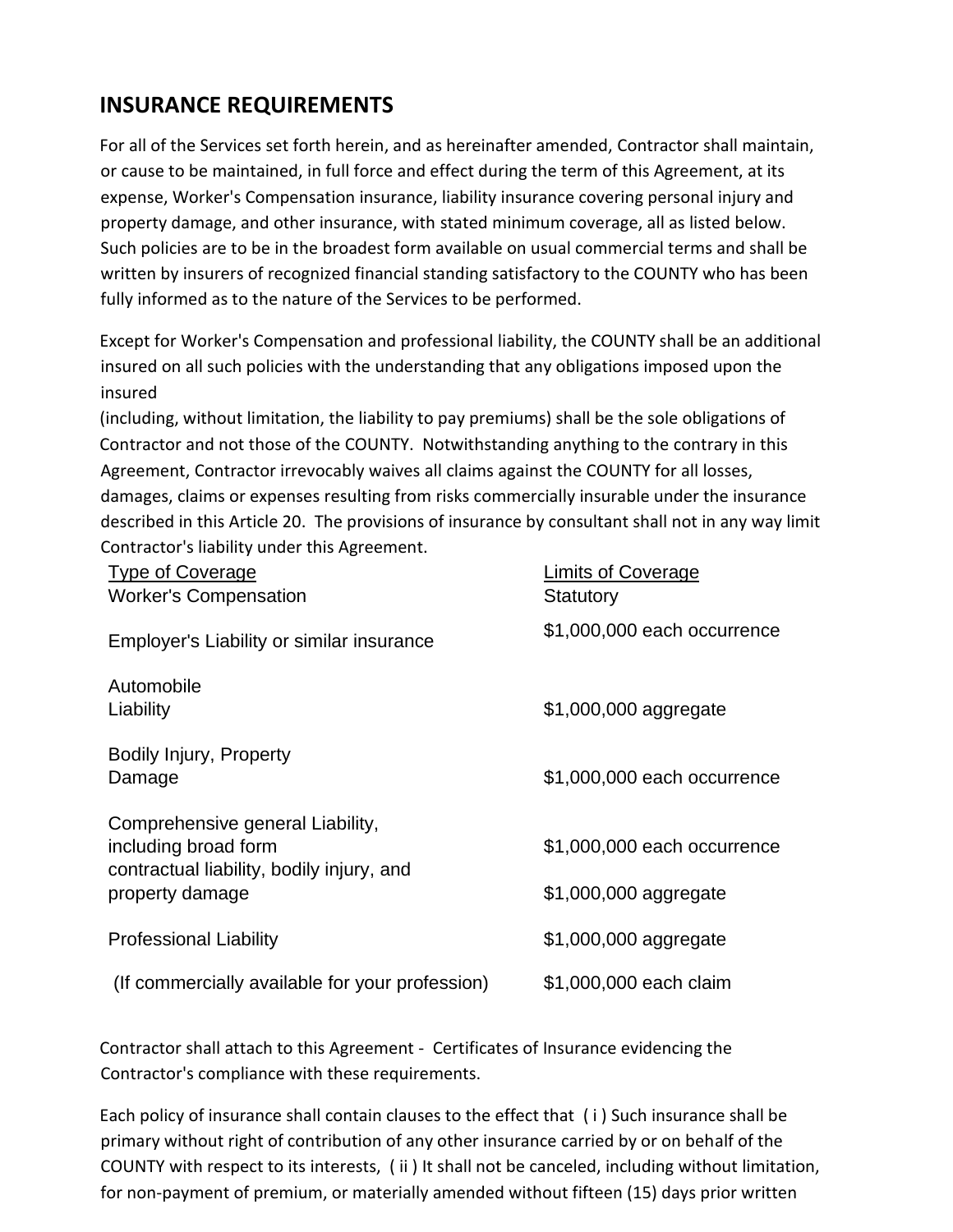## INSURANCE REQUIREMENTS

For all of the Services set forth herein, and as hereinafter amended, Contractor shall maintain, or cause to be maintained, in full force and effect during the term of this Agreement, at its expense, Worker's Compensation insurance, liability insurance covering personal injury and property damage, and other insurance, with stated minimum coverage, all as listed below. Such policies are to be in the broadest form available on usual commercial terms and shall be written by insurers of recognized financial standing satisfactory to the COUNTY who has been fully informed as to the nature of the Services to be performed.

Except for Worker's Compensation and professional liability, the COUNTY shall be an additional insured on all such policies with the understanding that any obligations imposed upon the insured
(including, without limitation, the liability to pay premiums) shall be the sole obligations of Contractor and not those of the COUNTY. Notwithstanding anything to the contrary in this Agreement, Contractor irrevocably waives all claims against the COUNTY for all losses, damages, claims or expenses resulting from risks commercially insurable under the insurance described in this Article 20. The provisions of insurance by consultant shall not in any way limit Contractor's liability under this Agreement.

| Type of Coverage | Limits of Coverage |
|---|---|
| Worker's Compensation | Statutory |
| Employer's Liability or similar insurance | $1,000,000 each occurrence |
| Automobile Liability | $1,000,000 aggregate |
| Bodily Injury, Property Damage | $1,000,000 each occurrence |
| Comprehensive general Liability, including broad form contractual liability, bodily injury, and property damage | $1,000,000 each occurrence<br>$1,000,000 aggregate |
| Professional Liability | $1,000,000 aggregate |
| (If commercially available for your profession) | $1,000,000 each claim |

Contractor shall attach to this Agreement - Certificates of Insurance evidencing the Contractor's compliance with these requirements.

Each policy of insurance shall contain clauses to the effect that ( i ) Such insurance shall be primary without right of contribution of any other insurance carried by or on behalf of the COUNTY with respect to its interests, ( ii ) It shall not be canceled, including without limitation, for non-payment of premium, or materially amended without fifteen (15) days prior written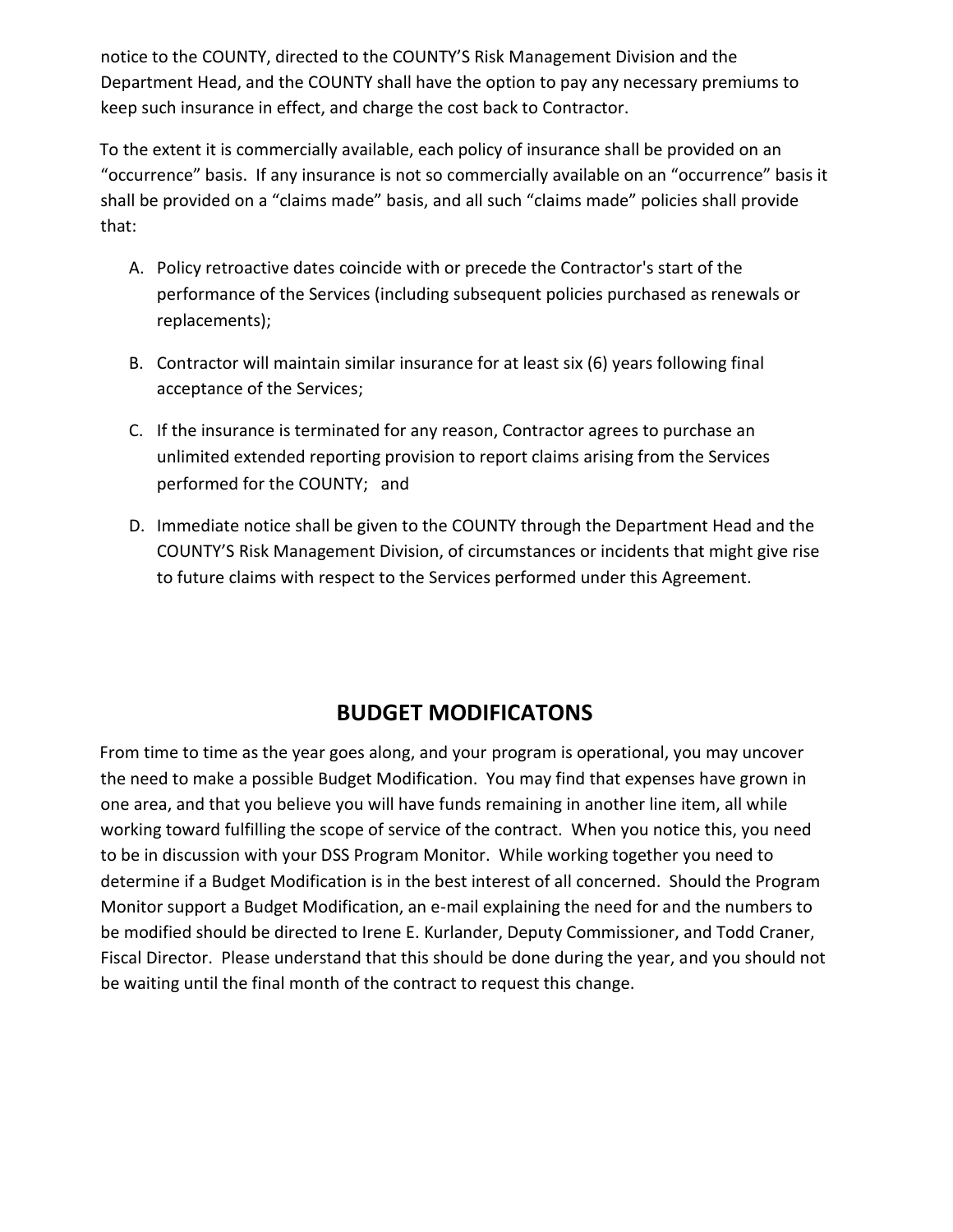notice to the COUNTY, directed to the COUNTY'S Risk Management Division and the Department Head, and the COUNTY shall have the option to pay any necessary premiums to keep such insurance in effect, and charge the cost back to Contractor.

To the extent it is commercially available, each policy of insurance shall be provided on an "occurrence" basis. If any insurance is not so commercially available on an "occurrence" basis it shall be provided on a "claims made" basis, and all such "claims made" policies shall provide that:

A. Policy retroactive dates coincide with or precede the Contractor's start of the performance of the Services (including subsequent policies purchased as renewals or replacements);

B. Contractor will maintain similar insurance for at least six (6) years following final acceptance of the Services;

C. If the insurance is terminated for any reason, Contractor agrees to purchase an unlimited extended reporting provision to report claims arising from the Services performed for the COUNTY; and

D. Immediate notice shall be given to the COUNTY through the Department Head and the COUNTY'S Risk Management Division, of circumstances or incidents that might give rise to future claims with respect to the Services performed under this Agreement.

## BUDGET MODIFICATONS

From time to time as the year goes along, and your program is operational, you may uncover the need to make a possible Budget Modification. You may find that expenses have grown in one area, and that you believe you will have funds remaining in another line item, all while working toward fulfilling the scope of service of the contract. When you notice this, you need to be in discussion with your DSS Program Monitor. While working together you need to determine if a Budget Modification is in the best interest of all concerned. Should the Program Monitor support a Budget Modification, an e-mail explaining the need for and the numbers to be modified should be directed to Irene E. Kurlander, Deputy Commissioner, and Todd Craner, Fiscal Director. Please understand that this should be done during the year, and you should not be waiting until the final month of the contract to request this change.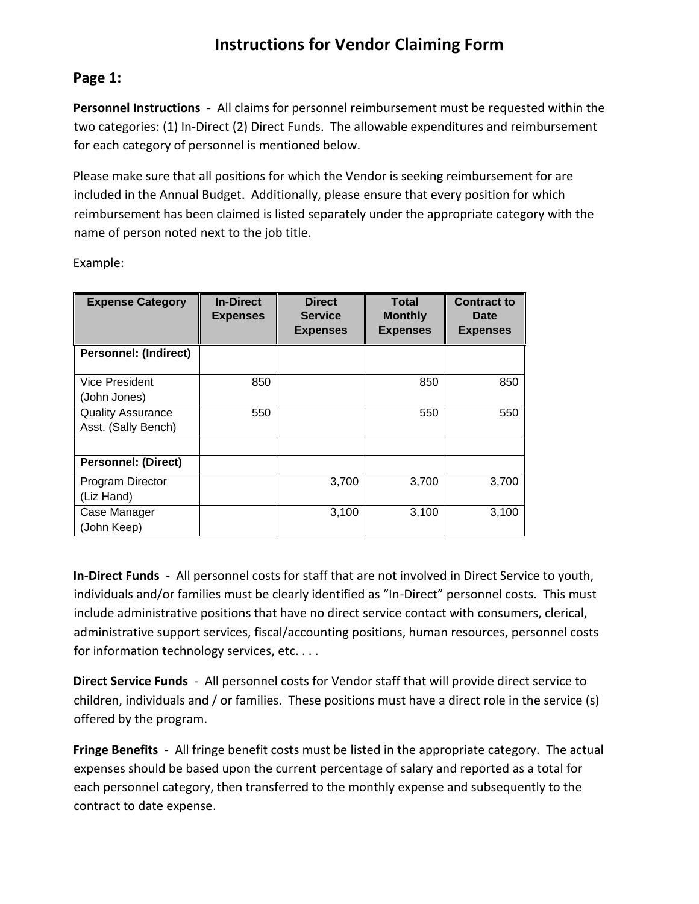# Instructions for Vendor Claiming Form

## Page 1:

**Personnel Instructions** - All claims for personnel reimbursement must be requested within the two categories: (1) In-Direct (2) Direct Funds. The allowable expenditures and reimbursement for each category of personnel is mentioned below.

Please make sure that all positions for which the Vendor is seeking reimbursement for are included in the Annual Budget. Additionally, please ensure that every position for which reimbursement has been claimed is listed separately under the appropriate category with the name of person noted next to the job title.

Example:

| Expense Category | In-Direct Expenses | Direct Service Expenses | Total Monthly Expenses | Contract to Date Expenses |
|---|---|---|---|---|
| **Personnel: (Indirect)** | | | | |
| Vice President (John Jones) | 850 | | 850 | 850 |
| Quality Assurance Asst. (Sally Bench) | 550 | | 550 | 550 |
| | | | | |
| **Personnel: (Direct)** | | | | |
| Program Director (Liz Hand) | | 3,700 | 3,700 | 3,700 |
| Case Manager (John Keep) | | 3,100 | 3,100 | 3,100 |

**In-Direct Funds** - All personnel costs for staff that are not involved in Direct Service to youth, individuals and/or families must be clearly identified as "In-Direct" personnel costs. This must include administrative positions that have no direct service contact with consumers, clerical, administrative support services, fiscal/accounting positions, human resources, personnel costs for information technology services, etc. . . .

**Direct Service Funds** - All personnel costs for Vendor staff that will provide direct service to children, individuals and / or families. These positions must have a direct role in the service (s) offered by the program.

**Fringe Benefits** - All fringe benefit costs must be listed in the appropriate category. The actual expenses should be based upon the current percentage of salary and reported as a total for each personnel category, then transferred to the monthly expense and subsequently to the contract to date expense.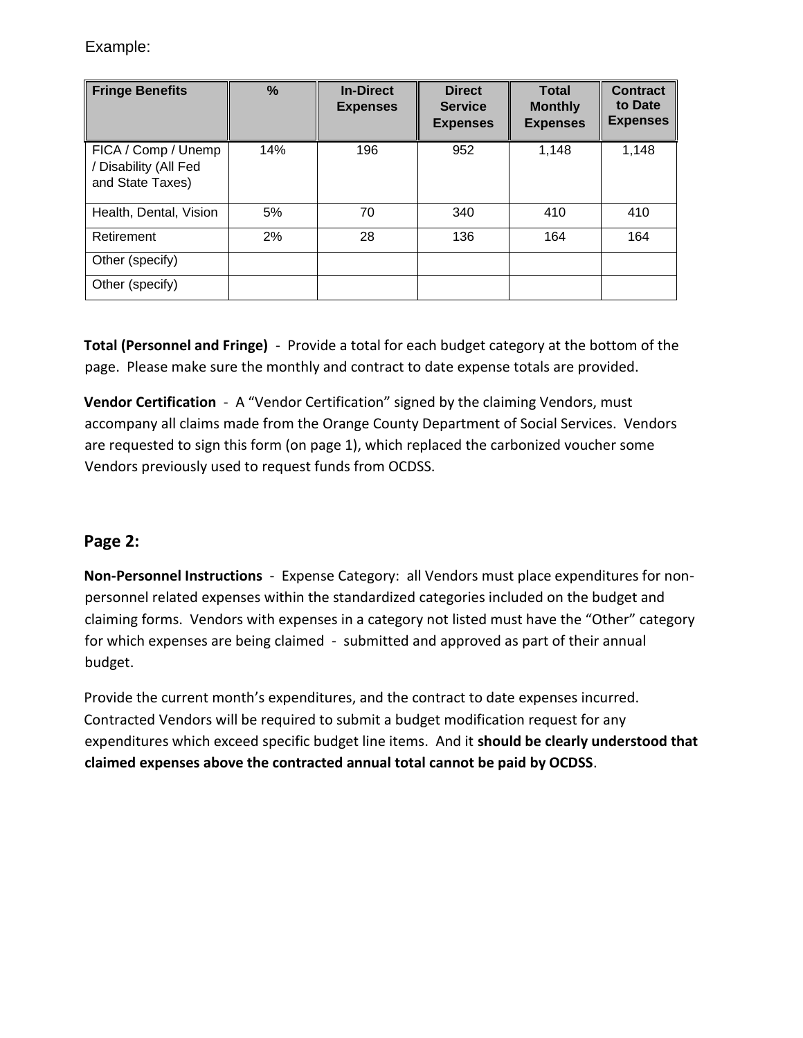Example:

| Fringe Benefits | % | In-Direct Expenses | Direct Service Expenses | Total Monthly Expenses | Contract to Date Expenses |
|---|---|---|---|---|---|
| FICA / Comp / Unemp / Disability (All Fed and State Taxes) | 14% | 196 | 952 | 1,148 | 1,148 |
| Health, Dental, Vision | 5% | 70 | 340 | 410 | 410 |
| Retirement | 2% | 28 | 136 | 164 | 164 |
| Other (specify) | | | | | |
| Other (specify) | | | | | |

**Total (Personnel and Fringe)** - Provide a total for each budget category at the bottom of the page. Please make sure the monthly and contract to date expense totals are provided.

**Vendor Certification** - A "Vendor Certification" signed by the claiming Vendors, must accompany all claims made from the Orange County Department of Social Services. Vendors are requested to sign this form (on page 1), which replaced the carbonized voucher some Vendors previously used to request funds from OCDSS.

## Page 2:

**Non-Personnel Instructions** - Expense Category: all Vendors must place expenditures for non-personnel related expenses within the standardized categories included on the budget and claiming forms. Vendors with expenses in a category not listed must have the "Other" category for which expenses are being claimed - submitted and approved as part of their annual budget.

Provide the current month's expenditures, and the contract to date expenses incurred. Contracted Vendors will be required to submit a budget modification request for any expenditures which exceed specific budget line items. And it **should be clearly understood that claimed expenses above the contracted annual total cannot be paid by OCDSS**.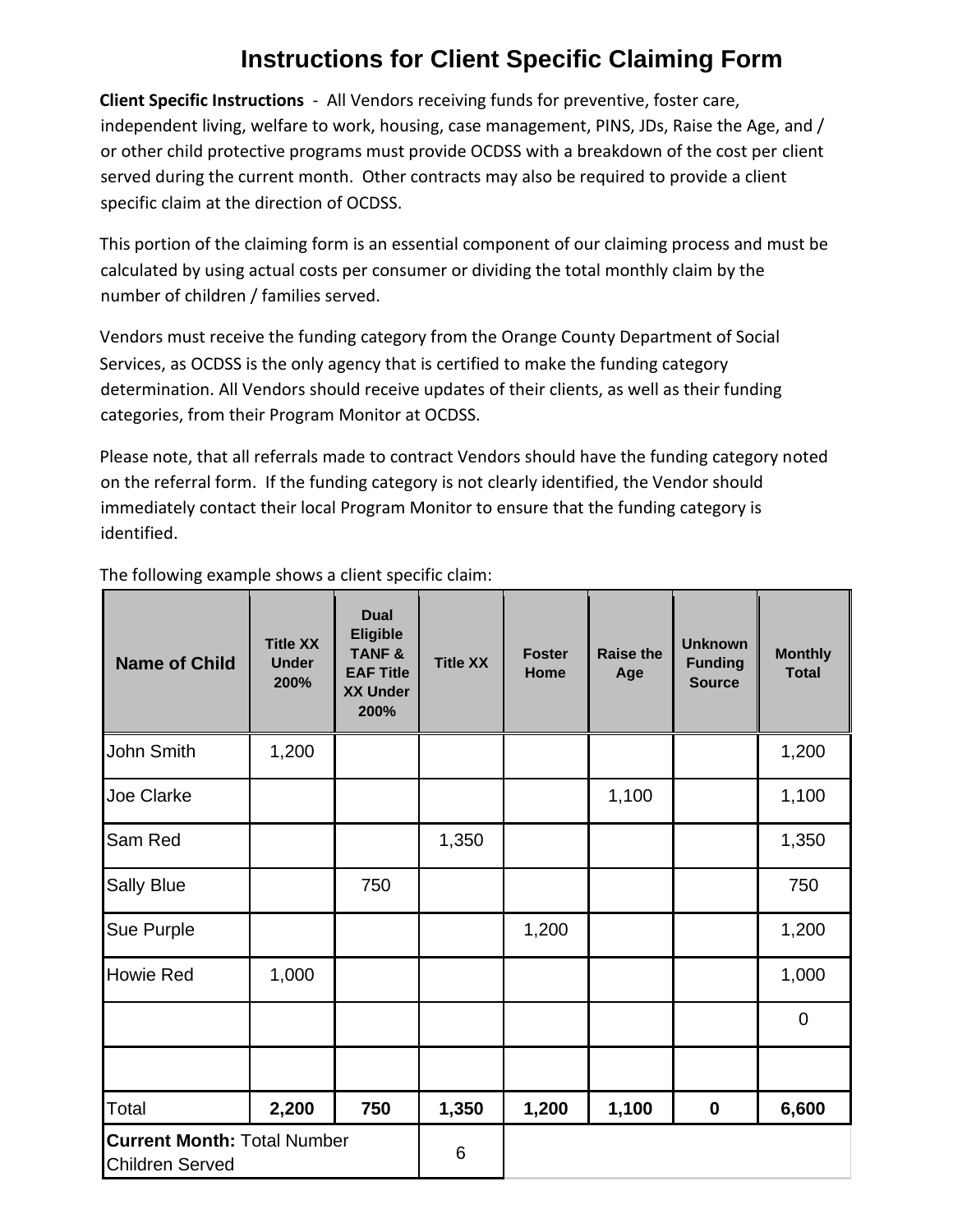# Instructions for Client Specific Claiming Form

**Client Specific Instructions** - All Vendors receiving funds for preventive, foster care, independent living, welfare to work, housing, case management, PINS, JDs, Raise the Age, and / or other child protective programs must provide OCDSS with a breakdown of the cost per client served during the current month. Other contracts may also be required to provide a client specific claim at the direction of OCDSS.

This portion of the claiming form is an essential component of our claiming process and must be calculated by using actual costs per consumer or dividing the total monthly claim by the number of children / families served.

Vendors must receive the funding category from the Orange County Department of Social Services, as OCDSS is the only agency that is certified to make the funding category determination. All Vendors should receive updates of their clients, as well as their funding categories, from their Program Monitor at OCDSS.

Please note, that all referrals made to contract Vendors should have the funding category noted on the referral form. If the funding category is not clearly identified, the Vendor should immediately contact their local Program Monitor to ensure that the funding category is identified.

The following example shows a client specific claim:

| Name of Child | Title XX Under 200% | Dual Eligible TANF & EAF Title XX Under 200% | Title XX | Foster Home | Raise the Age | Unknown Funding Source | Monthly Total |
|---|---|---|---|---|---|---|---|
| John Smith | 1,200 | | | | | | 1,200 |
| Joe Clarke | | | | | 1,100 | | 1,100 |
| Sam Red | | | 1,350 | | | | 1,350 |
| Sally Blue | | 750 | | | | | 750 |
| Sue Purple | | | | 1,200 | | | 1,200 |
| Howie Red | 1,000 | | | | | | 1,000 |
| | | | | | | | 0 |
| | | | | | | | |
| Total | **2,200** | **750** | **1,350** | **1,200** | **1,100** | **0** | **6,600** |
| **Current Month:** Total Number Children Served | | | 6 | | | | |